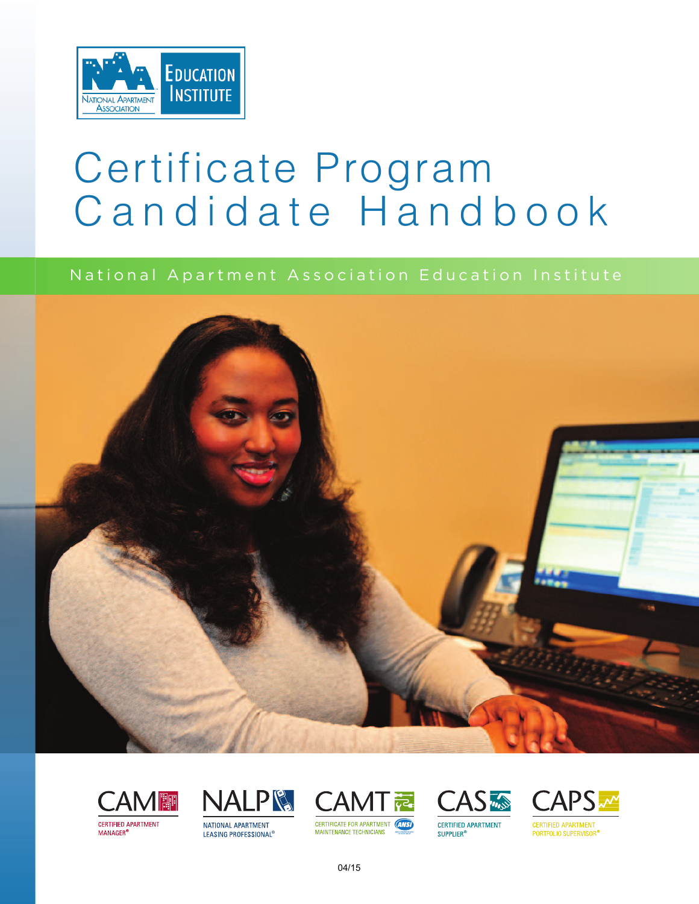NATIONAL APARTMENT ASSOCIATION EDUCATION INSTITUTE

# Certificate Program Candidate Handbook

National Apartment Association Education Institute

CAM — CERTIFIED APARTMENT MANAGER®

NALP — NATIONAL APARTMENT LEASING PROFESSIONAL®

CAMT — CERTIFICATE FOR APARTMENT MAINTENANCE TECHNICIANS

CAS — CERTIFIED APARTMENT SUPPLIER®

CAPS — CERTIFIED APARTMENT PORTFOLIO SUPERVISOR®

04/15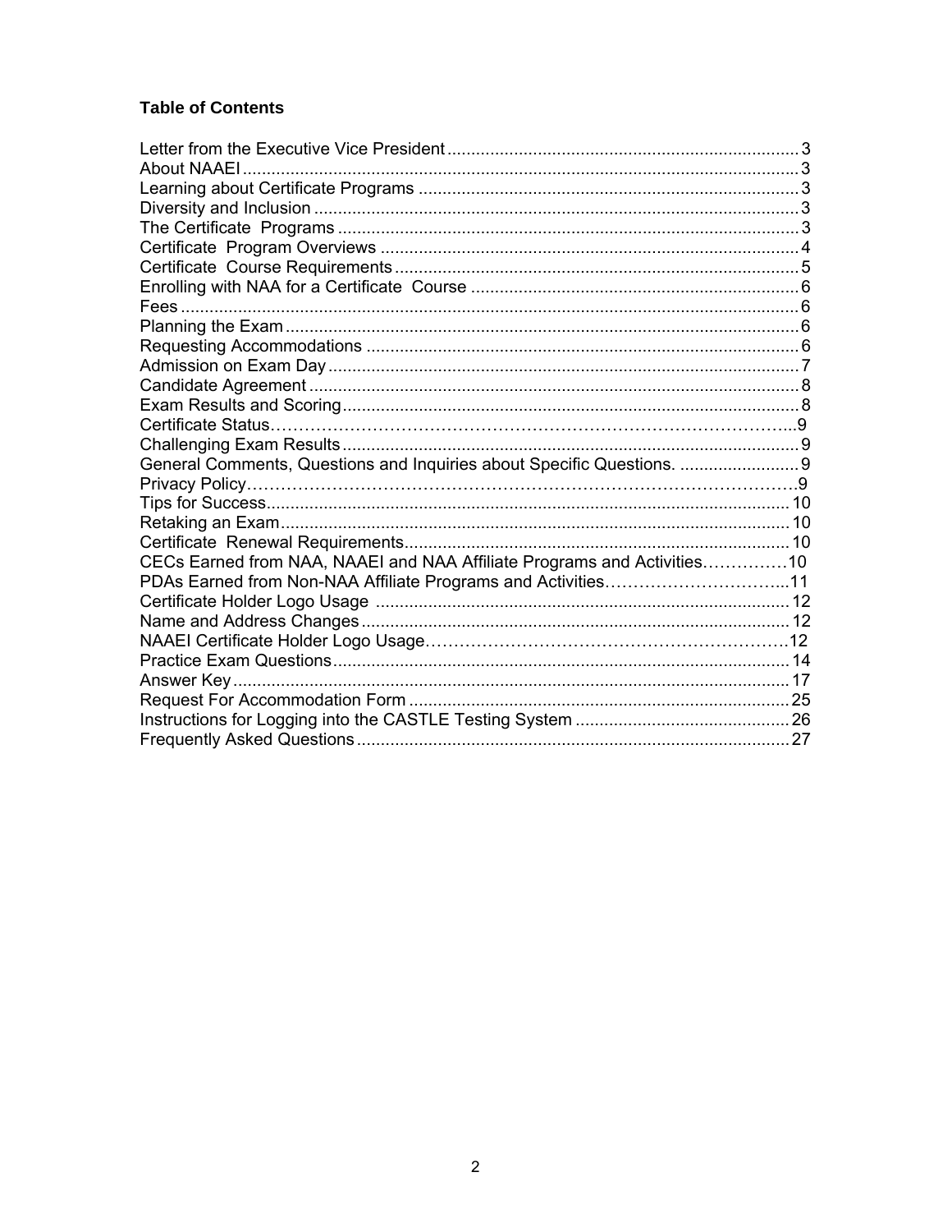**Table of Contents**

Letter from the Executive Vice President .......................................................................... 3
About NAAEI ..................................................................................................................... 3
Learning about Certificate Programs ................................................................................ 3
Diversity and Inclusion ...................................................................................................... 3
The Certificate Programs .................................................................................................. 3
Certificate Program Overviews ......................................................................................... 4
Certificate Course Requirements ...................................................................................... 5
Enrolling with NAA for a Certificate Course ..................................................................... 6
Fees ................................................................................................................................... 6
Planning the Exam ............................................................................................................ 6
Requesting Accommodations ........................................................................................... 6
Admission on Exam Day ................................................................................................... 7
Candidate Agreement ....................................................................................................... 8
Exam Results and Scoring ................................................................................................ 8
Certificate Status.................................................................................................................9
Challenging Exam Results ................................................................................................ 9
General Comments, Questions and Inquiries about Specific Questions. .......................... 9
Privacy Policy......................................................................................................................9
Tips for Success ............................................................................................................... 10
Retaking an Exam ............................................................................................................ 10
Certificate Renewal Requirements ................................................................................... 10
CECs Earned from NAA, NAAEI and NAA Affiliate Programs and Activities...............10
PDAs Earned from Non-NAA Affiliate Programs and Activities...............................11
Certificate Holder Logo Usage ........................................................................................ 12
Name and Address Changes ........................................................................................... 12
NAAEI Certificate Holder Logo Usage..........................................................................12
Practice Exam Questions ................................................................................................. 14
Answer Key ...................................................................................................................... 17
Request For Accommodation Form ................................................................................. 25
Instructions for Logging into the CASTLE Testing System ............................................. 26
Frequently Asked Questions ............................................................................................ 27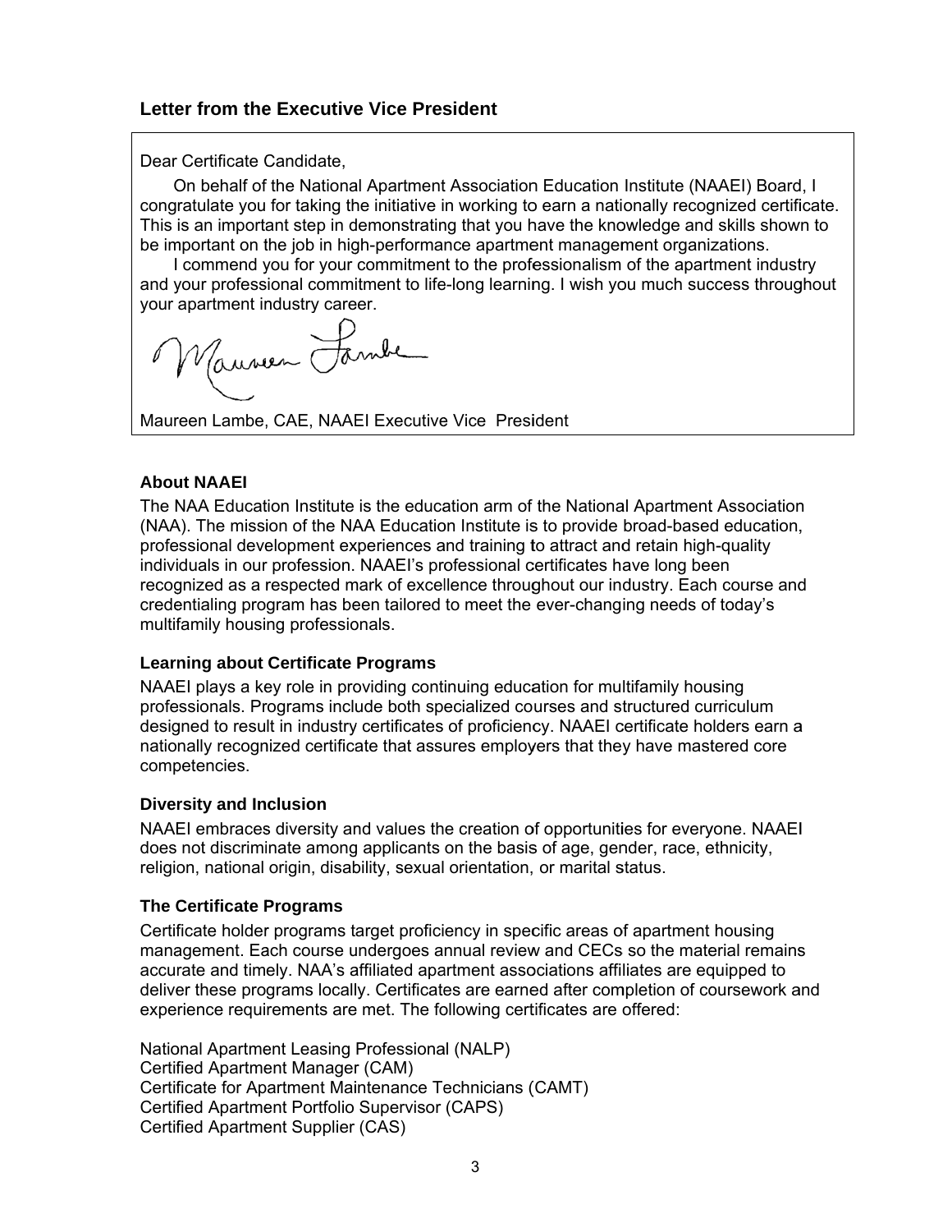## Letter from the Executive Vice President

Dear Certificate Candidate,

On behalf of the National Apartment Association Education Institute (NAAEI) Board, I congratulate you for taking the initiative in working to earn a nationally recognized certificate. This is an important step in demonstrating that you have the knowledge and skills shown to be important on the job in high-performance apartment management organizations.

I commend you for your commitment to the professionalism of the apartment industry and your professional commitment to life-long learning. I wish you much success throughout your apartment industry career.

Maureen Lambe, CAE, NAAEI Executive Vice President

### About NAAEI

The NAA Education Institute is the education arm of the National Apartment Association (NAA). The mission of the NAA Education Institute is to provide broad-based education, professional development experiences and training to attract and retain high-quality individuals in our profession. NAAEI's professional certificates have long been recognized as a respected mark of excellence throughout our industry. Each course and credentialing program has been tailored to meet the ever-changing needs of today's multifamily housing professionals.

### Learning about Certificate Programs

NAAEI plays a key role in providing continuing education for multifamily housing professionals. Programs include both specialized courses and structured curriculum designed to result in industry certificates of proficiency. NAAEI certificate holders earn a nationally recognized certificate that assures employers that they have mastered core competencies.

### Diversity and Inclusion

NAAEI embraces diversity and values the creation of opportunities for everyone. NAAEI does not discriminate among applicants on the basis of age, gender, race, ethnicity, religion, national origin, disability, sexual orientation, or marital status.

### The Certificate Programs

Certificate holder programs target proficiency in specific areas of apartment housing management. Each course undergoes annual review and CECs so the material remains accurate and timely. NAA's affiliated apartment associations affiliates are equipped to deliver these programs locally. Certificates are earned after completion of coursework and experience requirements are met. The following certificates are offered:

National Apartment Leasing Professional (NALP)
Certified Apartment Manager (CAM)
Certificate for Apartment Maintenance Technicians (CAMT)
Certified Apartment Portfolio Supervisor (CAPS)
Certified Apartment Supplier (CAS)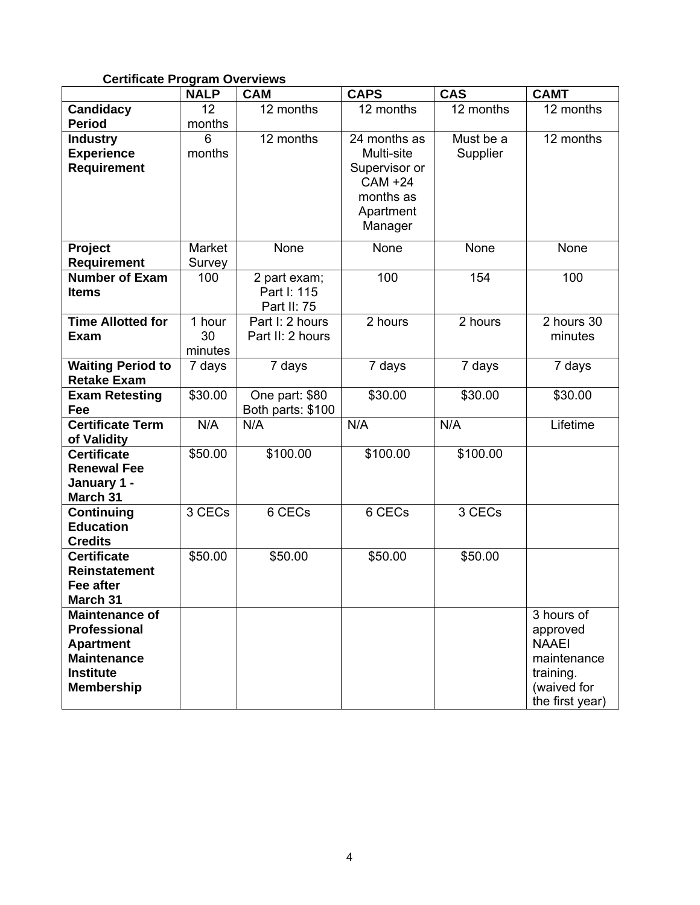**Certificate Program Overviews**

| | NALP | CAM | CAPS | CAS | CAMT |
|---|---|---|---|---|---|
| **Candidacy Period** | 12 months | 12 months | 12 months | 12 months | 12 months |
| **Industry Experience Requirement** | 6 months | 12 months | 24 months as Multi-site Supervisor or CAM +24 months as Apartment Manager | Must be a Supplier | 12 months |
| **Project Requirement** | Market Survey | None | None | None | None |
| **Number of Exam Items** | 100 | 2 part exam; Part I: 115 Part II: 75 | 100 | 154 | 100 |
| **Time Allotted for Exam** | 1 hour 30 minutes | Part I: 2 hours Part II: 2 hours | 2 hours | 2 hours | 2 hours 30 minutes |
| **Waiting Period to Retake Exam** | 7 days | 7 days | 7 days | 7 days | 7 days |
| **Exam Retesting Fee** | $30.00 | One part: $80 Both parts: $100 | $30.00 | $30.00 | $30.00 |
| **Certificate Term of Validity** | N/A | N/A | N/A | N/A | Lifetime |
| **Certificate Renewal Fee January 1 - March 31** | $50.00 | $100.00 | $100.00 | $100.00 | |
| **Continuing Education Credits** | 3 CECs | 6 CECs | 6 CECs | 3 CECs | |
| **Certificate Reinstatement Fee after March 31** | $50.00 | $50.00 | $50.00 | $50.00 | |
| **Maintenance of Professional Apartment Maintenance Institute Membership** | | | | | 3 hours of approved NAAEI maintenance training. (waived for the first year) |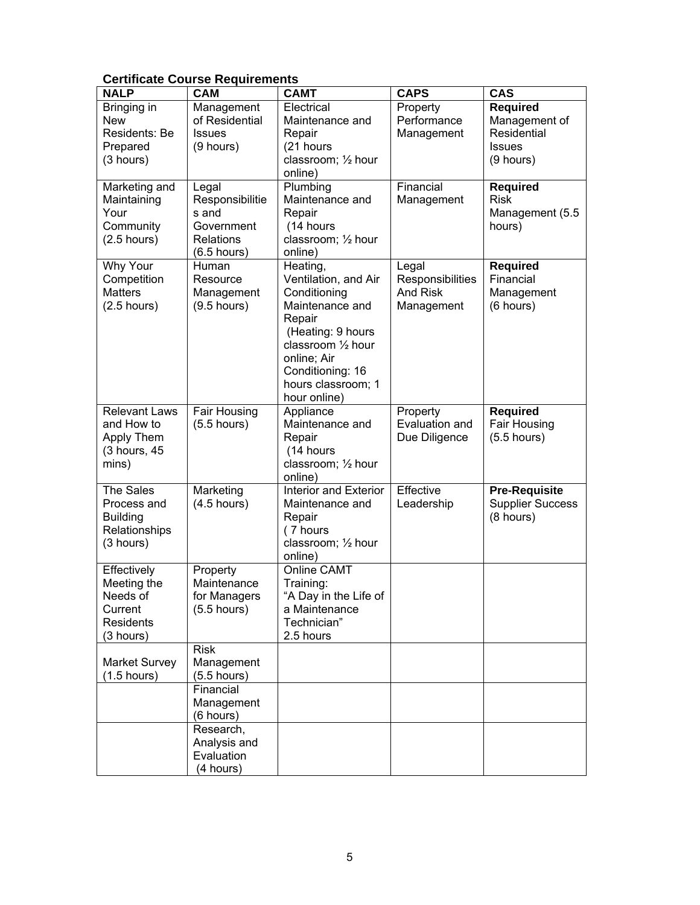**Certificate Course Requirements**

| NALP | CAM | CAMT | CAPS | CAS |
|---|---|---|---|---|
| Bringing in New Residents: Be Prepared (3 hours) | Management of Residential Issues (9 hours) | Electrical Maintenance and Repair (21 hours classroom; ½ hour online) | Property Performance Management | **Required** Management of Residential Issues (9 hours) |
| Marketing and Maintaining Your Community (2.5 hours) | Legal Responsibilities and Government Relations (6.5 hours) | Plumbing Maintenance and Repair (14 hours classroom; ½ hour online) | Financial Management | **Required** Risk Management (5.5 hours) |
| Why Your Competition Matters (2.5 hours) | Human Resource Management (9.5 hours) | Heating, Ventilation, and Air Conditioning Maintenance and Repair (Heating: 9 hours classroom ½ hour online; Air Conditioning: 16 hours classroom; 1 hour online) | Legal Responsibilities And Risk Management | **Required** Financial Management (6 hours) |
| Relevant Laws and How to Apply Them (3 hours, 45 mins) | Fair Housing (5.5 hours) | Appliance Maintenance and Repair (14 hours classroom; ½ hour online) | Property Evaluation and Due Diligence | **Required** Fair Housing (5.5 hours) |
| The Sales Process and Building Relationships (3 hours) | Marketing (4.5 hours) | Interior and Exterior Maintenance and Repair ( 7 hours classroom; ½ hour online) | Effective Leadership | **Pre-Requisite** Supplier Success (8 hours) |
| Effectively Meeting the Needs of Current Residents (3 hours) | Property Maintenance for Managers (5.5 hours) | Online CAMT Training: "A Day in the Life of a Maintenance Technician" 2.5 hours | | |
| Market Survey (1.5 hours) | Risk Management (5.5 hours) | | | |
| | Financial Management (6 hours) | | | |
| | Research, Analysis and Evaluation (4 hours) | | | |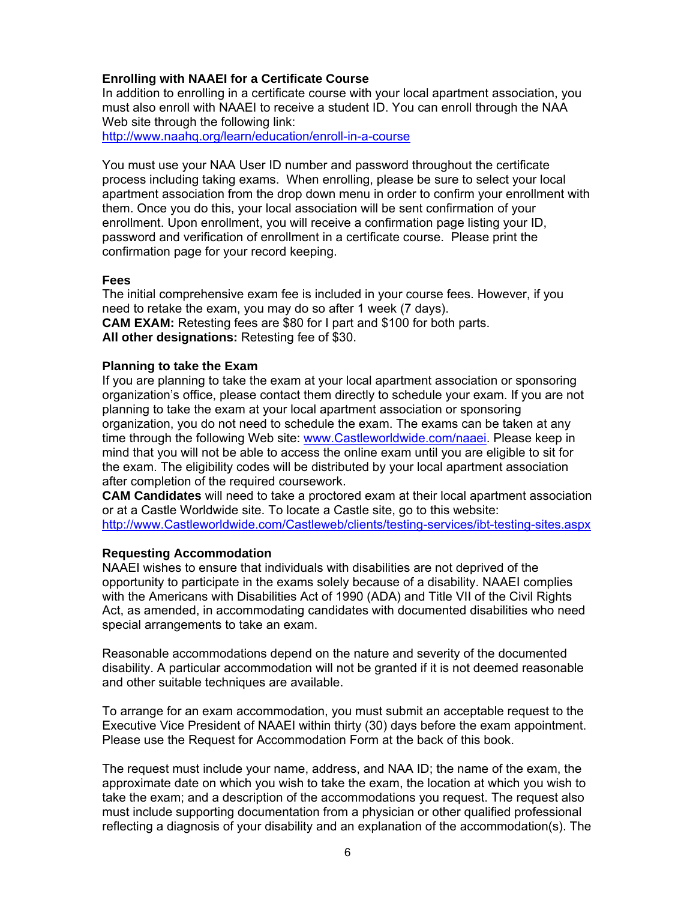### Enrolling with NAAEI for a Certificate Course

In addition to enrolling in a certificate course with your local apartment association, you must also enroll with NAAEI to receive a student ID. You can enroll through the NAA Web site through the following link:
http://www.naahq.org/learn/education/enroll-in-a-course

You must use your NAA User ID number and password throughout the certificate process including taking exams. When enrolling, please be sure to select your local apartment association from the drop down menu in order to confirm your enrollment with them. Once you do this, your local association will be sent confirmation of your enrollment. Upon enrollment, you will receive a confirmation page listing your ID, password and verification of enrollment in a certificate course. Please print the confirmation page for your record keeping.

### Fees

The initial comprehensive exam fee is included in your course fees. However, if you need to retake the exam, you may do so after 1 week (7 days).
**CAM EXAM:** Retesting fees are $80 for I part and $100 for both parts.
**All other designations:** Retesting fee of $30.

### Planning to take the Exam

If you are planning to take the exam at your local apartment association or sponsoring organization's office, please contact them directly to schedule your exam. If you are not planning to take the exam at your local apartment association or sponsoring organization, you do not need to schedule the exam. The exams can be taken at any time through the following Web site: www.Castleworldwide.com/naaei. Please keep in mind that you will not be able to access the online exam until you are eligible to sit for the exam. The eligibility codes will be distributed by your local apartment association after completion of the required coursework.
**CAM Candidates** will need to take a proctored exam at their local apartment association or at a Castle Worldwide site. To locate a Castle site, go to this website:
http://www.Castleworldwide.com/Castleweb/clients/testing-services/ibt-testing-sites.aspx

### Requesting Accommodation

NAAEI wishes to ensure that individuals with disabilities are not deprived of the opportunity to participate in the exams solely because of a disability. NAAEI complies with the Americans with Disabilities Act of 1990 (ADA) and Title VII of the Civil Rights Act, as amended, in accommodating candidates with documented disabilities who need special arrangements to take an exam.

Reasonable accommodations depend on the nature and severity of the documented disability. A particular accommodation will not be granted if it is not deemed reasonable and other suitable techniques are available.

To arrange for an exam accommodation, you must submit an acceptable request to the Executive Vice President of NAAEI within thirty (30) days before the exam appointment. Please use the Request for Accommodation Form at the back of this book.

The request must include your name, address, and NAA ID; the name of the exam, the approximate date on which you wish to take the exam, the location at which you wish to take the exam; and a description of the accommodations you request. The request also must include supporting documentation from a physician or other qualified professional reflecting a diagnosis of your disability and an explanation of the accommodation(s). The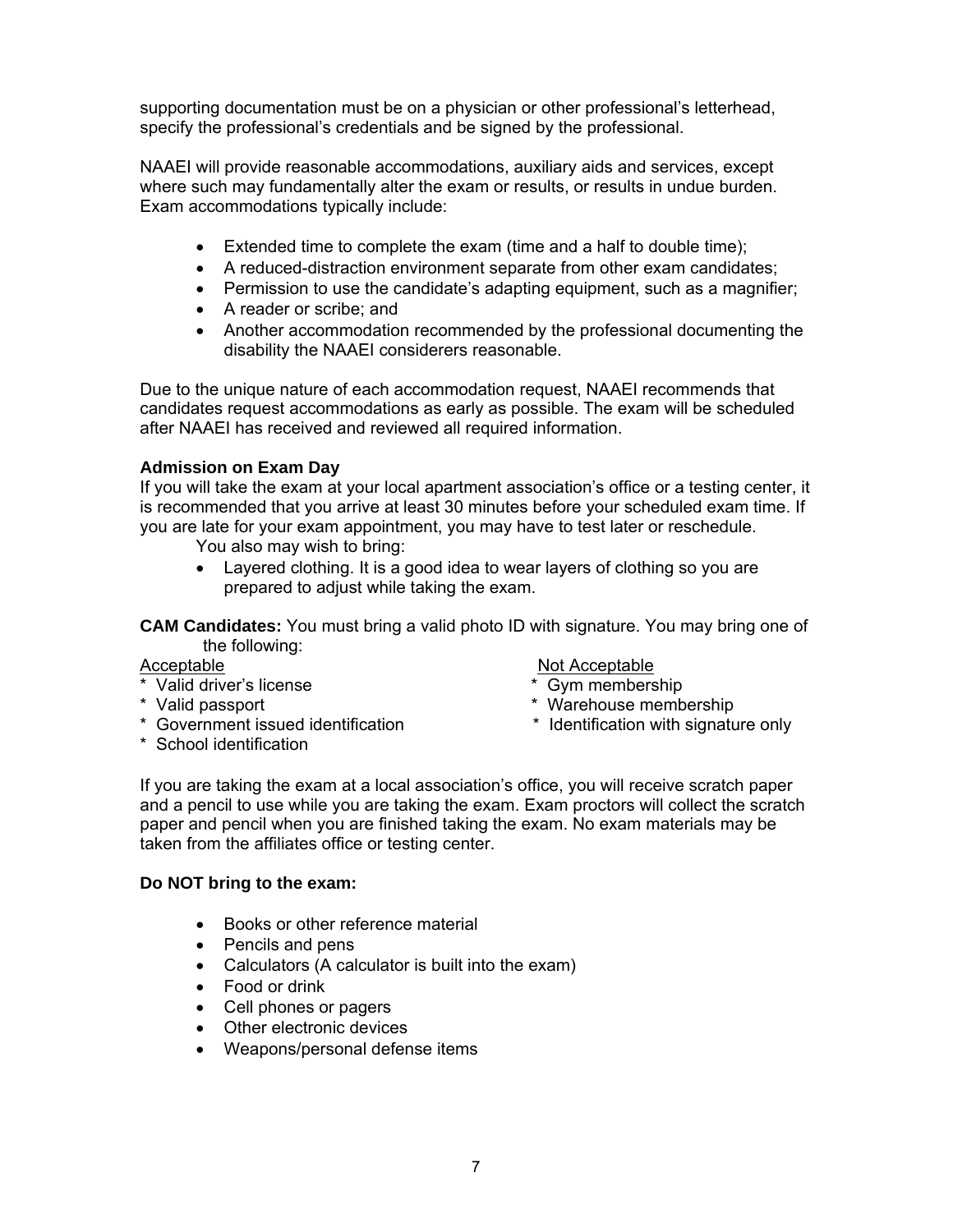supporting documentation must be on a physician or other professional's letterhead, specify the professional's credentials and be signed by the professional.

NAAEI will provide reasonable accommodations, auxiliary aids and services, except where such may fundamentally alter the exam or results, or results in undue burden. Exam accommodations typically include:

- Extended time to complete the exam (time and a half to double time);
- A reduced-distraction environment separate from other exam candidates;
- Permission to use the candidate's adapting equipment, such as a magnifier;
- A reader or scribe; and
- Another accommodation recommended by the professional documenting the disability the NAAEI considerers reasonable.

Due to the unique nature of each accommodation request, NAAEI recommends that candidates request accommodations as early as possible. The exam will be scheduled after NAAEI has received and reviewed all required information.

**Admission on Exam Day**

If you will take the exam at your local apartment association's office or a testing center, it is recommended that you arrive at least 30 minutes before your scheduled exam time. If you are late for your exam appointment, you may have to test later or reschedule.

You also may wish to bring:

- Layered clothing. It is a good idea to wear layers of clothing so you are prepared to adjust while taking the exam.

**CAM Candidates:** You must bring a valid photo ID with signature. You may bring one of the following:

| Acceptable | Not Acceptable |
|---|---|
| * Valid driver's license | * Gym membership |
| * Valid passport | * Warehouse membership |
| * Government issued identification | * Identification with signature only |
| * School identification | |

If you are taking the exam at a local association's office, you will receive scratch paper and a pencil to use while you are taking the exam. Exam proctors will collect the scratch paper and pencil when you are finished taking the exam. No exam materials may be taken from the affiliates office or testing center.

**Do NOT bring to the exam:**

- Books or other reference material
- Pencils and pens
- Calculators (A calculator is built into the exam)
- Food or drink
- Cell phones or pagers
- Other electronic devices
- Weapons/personal defense items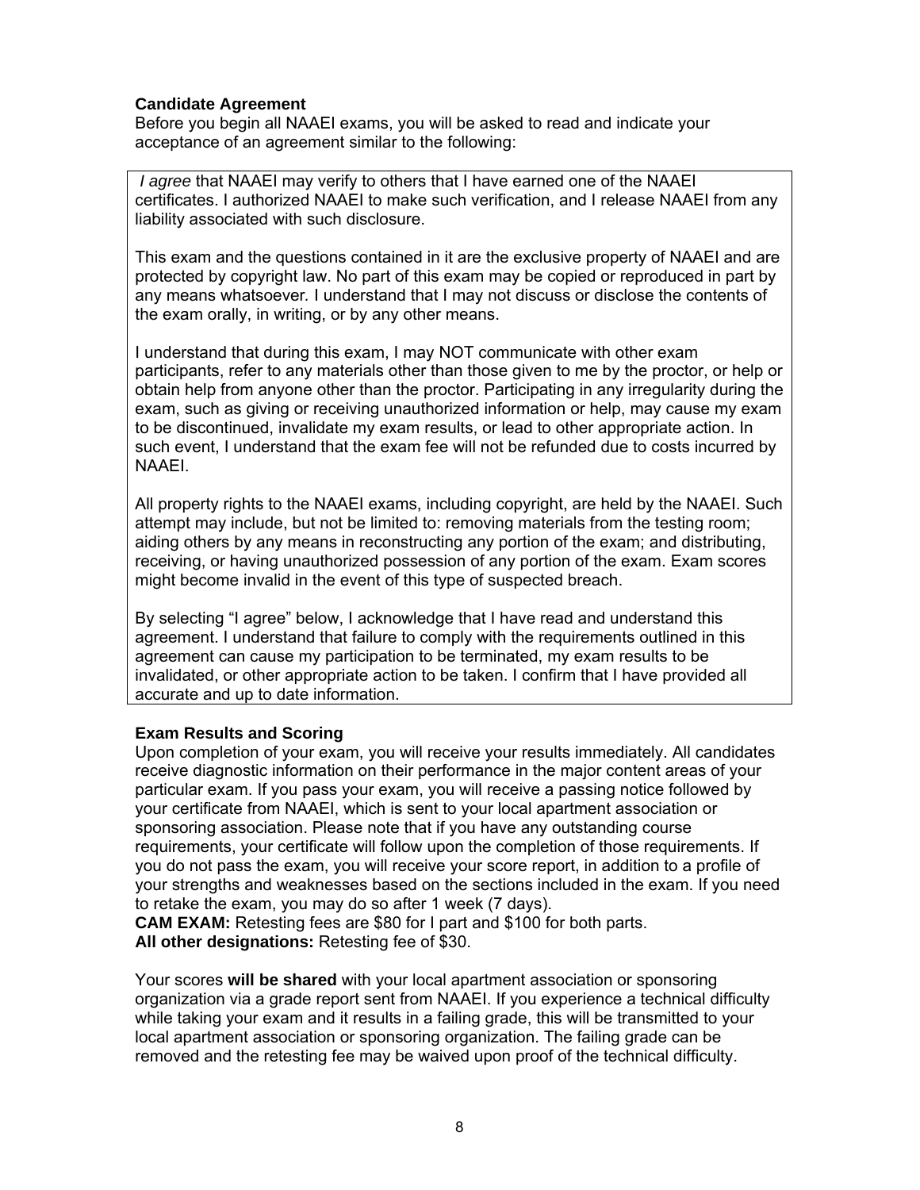**Candidate Agreement**

Before you begin all NAAEI exams, you will be asked to read and indicate your acceptance of an agreement similar to the following:

> *I agree* that NAAEI may verify to others that I have earned one of the NAAEI certificates. I authorized NAAEI to make such verification, and I release NAAEI from any liability associated with such disclosure.
>
> This exam and the questions contained in it are the exclusive property of NAAEI and are protected by copyright law. No part of this exam may be copied or reproduced in part by any means whatsoever. I understand that I may not discuss or disclose the contents of the exam orally, in writing, or by any other means.
>
> I understand that during this exam, I may NOT communicate with other exam participants, refer to any materials other than those given to me by the proctor, or help or obtain help from anyone other than the proctor. Participating in any irregularity during the exam, such as giving or receiving unauthorized information or help, may cause my exam to be discontinued, invalidate my exam results, or lead to other appropriate action. In such event, I understand that the exam fee will not be refunded due to costs incurred by NAAEI.
>
> All property rights to the NAAEI exams, including copyright, are held by the NAAEI. Such attempt may include, but not be limited to: removing materials from the testing room; aiding others by any means in reconstructing any portion of the exam; and distributing, receiving, or having unauthorized possession of any portion of the exam. Exam scores might become invalid in the event of this type of suspected breach.
>
> By selecting "I agree" below, I acknowledge that I have read and understand this agreement. I understand that failure to comply with the requirements outlined in this agreement can cause my participation to be terminated, my exam results to be invalidated, or other appropriate action to be taken. I confirm that I have provided all accurate and up to date information.

**Exam Results and Scoring**

Upon completion of your exam, you will receive your results immediately. All candidates receive diagnostic information on their performance in the major content areas of your particular exam. If you pass your exam, you will receive a passing notice followed by your certificate from NAAEI, which is sent to your local apartment association or sponsoring association. Please note that if you have any outstanding course requirements, your certificate will follow upon the completion of those requirements. If you do not pass the exam, you will receive your score report, in addition to a profile of your strengths and weaknesses based on the sections included in the exam. If you need to retake the exam, you may do so after 1 week (7 days).

**CAM EXAM:** Retesting fees are $80 for I part and $100 for both parts.

**All other designations:** Retesting fee of $30.

Your scores **will be shared** with your local apartment association or sponsoring organization via a grade report sent from NAAEI. If you experience a technical difficulty while taking your exam and it results in a failing grade, this will be transmitted to your local apartment association or sponsoring organization. The failing grade can be removed and the retesting fee may be waived upon proof of the technical difficulty.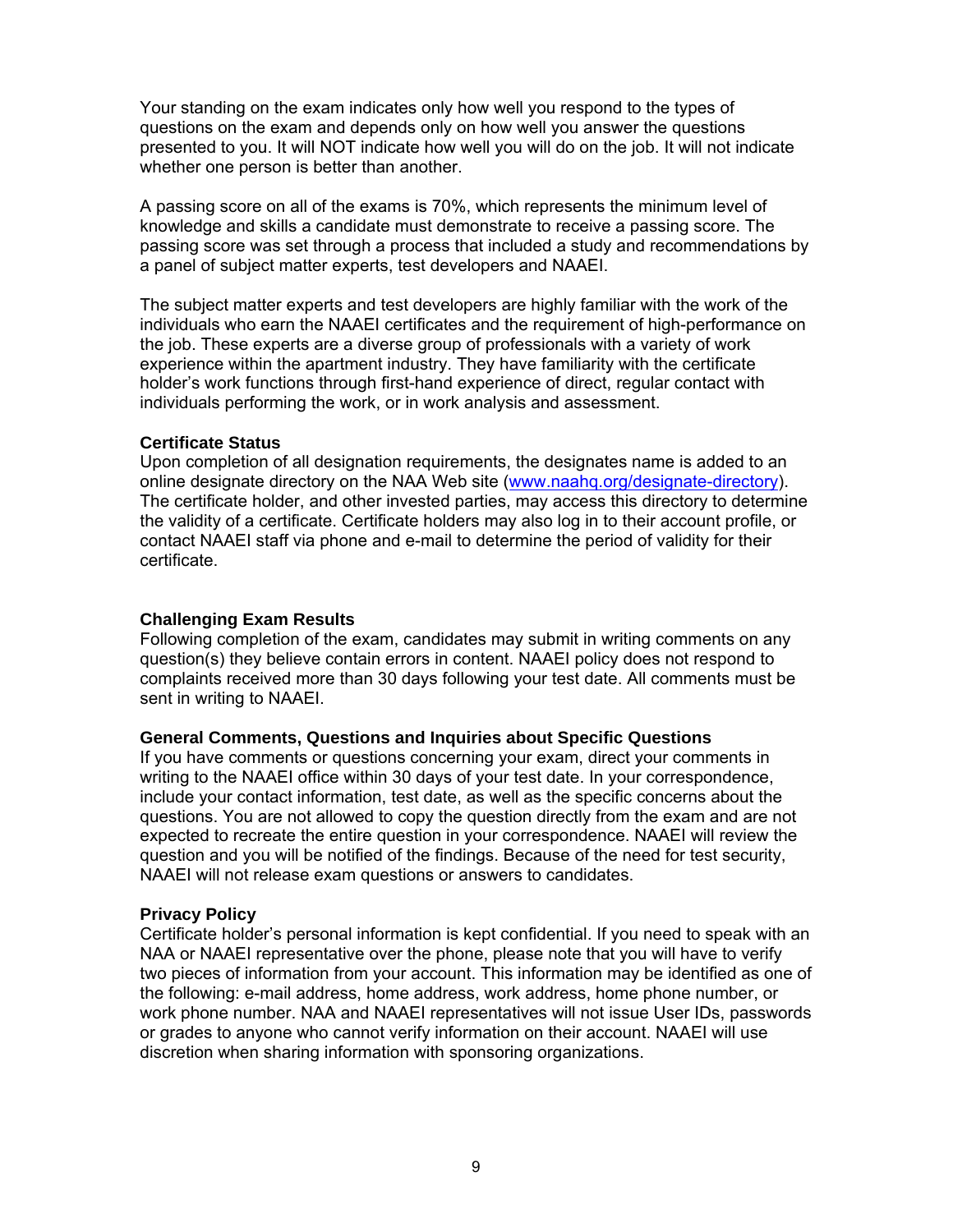Your standing on the exam indicates only how well you respond to the types of questions on the exam and depends only on how well you answer the questions presented to you. It will NOT indicate how well you will do on the job. It will not indicate whether one person is better than another.

A passing score on all of the exams is 70%, which represents the minimum level of knowledge and skills a candidate must demonstrate to receive a passing score. The passing score was set through a process that included a study and recommendations by a panel of subject matter experts, test developers and NAAEI.

The subject matter experts and test developers are highly familiar with the work of the individuals who earn the NAAEI certificates and the requirement of high-performance on the job. These experts are a diverse group of professionals with a variety of work experience within the apartment industry. They have familiarity with the certificate holder's work functions through first-hand experience of direct, regular contact with individuals performing the work, or in work analysis and assessment.

**Certificate Status**

Upon completion of all designation requirements, the designates name is added to an online designate directory on the NAA Web site (www.naahq.org/designate-directory). The certificate holder, and other invested parties, may access this directory to determine the validity of a certificate. Certificate holders may also log in to their account profile, or contact NAAEI staff via phone and e-mail to determine the period of validity for their certificate.

**Challenging Exam Results**

Following completion of the exam, candidates may submit in writing comments on any question(s) they believe contain errors in content. NAAEI policy does not respond to complaints received more than 30 days following your test date. All comments must be sent in writing to NAAEI.

**General Comments, Questions and Inquiries about Specific Questions**

If you have comments or questions concerning your exam, direct your comments in writing to the NAAEI office within 30 days of your test date. In your correspondence, include your contact information, test date, as well as the specific concerns about the questions. You are not allowed to copy the question directly from the exam and are not expected to recreate the entire question in your correspondence. NAAEI will review the question and you will be notified of the findings. Because of the need for test security, NAAEI will not release exam questions or answers to candidates.

**Privacy Policy**

Certificate holder's personal information is kept confidential. If you need to speak with an NAA or NAAEI representative over the phone, please note that you will have to verify two pieces of information from your account. This information may be identified as one of the following: e-mail address, home address, work address, home phone number, or work phone number. NAA and NAAEI representatives will not issue User IDs, passwords or grades to anyone who cannot verify information on their account. NAAEI will use discretion when sharing information with sponsoring organizations.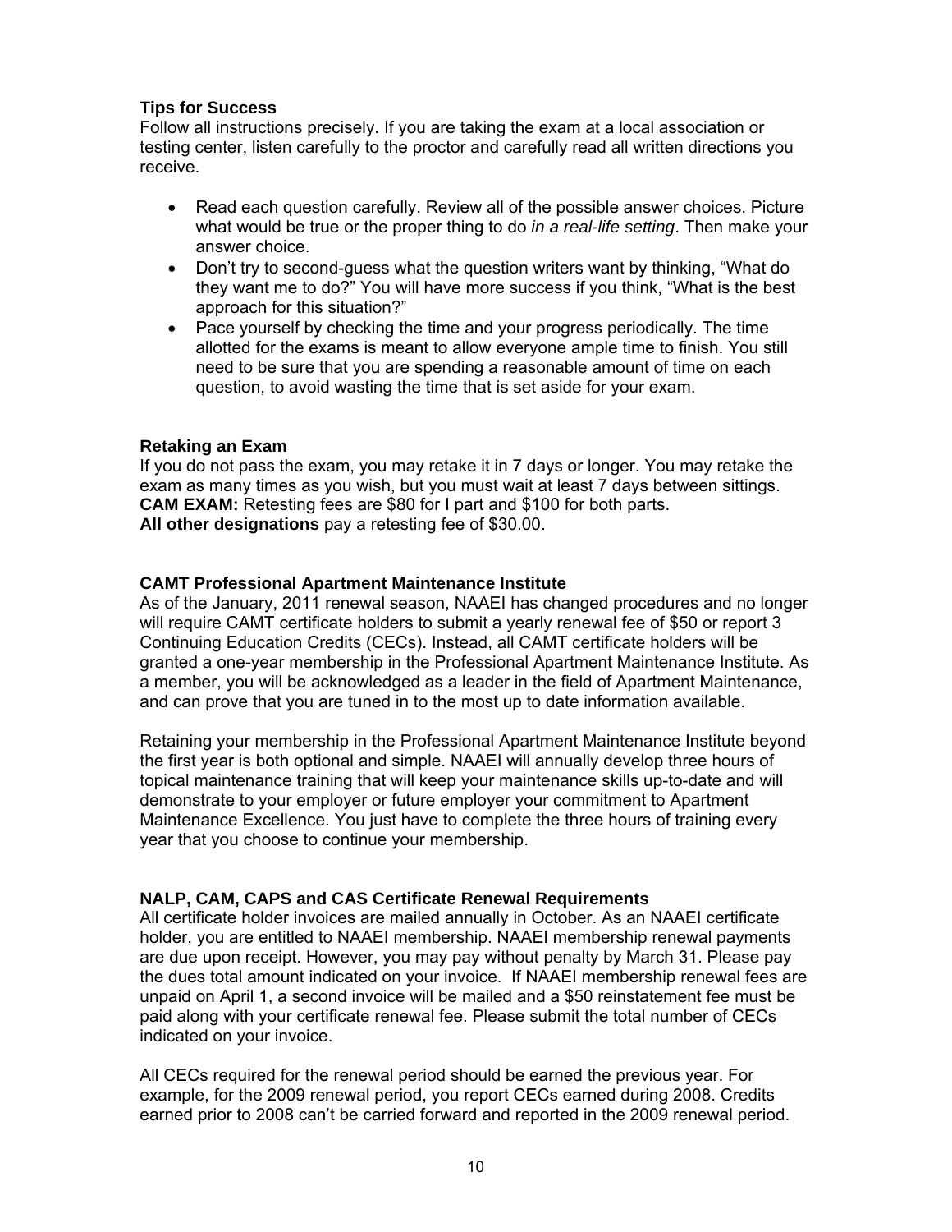**Tips for Success**

Follow all instructions precisely. If you are taking the exam at a local association or testing center, listen carefully to the proctor and carefully read all written directions you receive.

- Read each question carefully. Review all of the possible answer choices. Picture what would be true or the proper thing to do *in a real-life setting*. Then make your answer choice.
- Don't try to second-guess what the question writers want by thinking, "What do they want me to do?" You will have more success if you think, "What is the best approach for this situation?"
- Pace yourself by checking the time and your progress periodically. The time allotted for the exams is meant to allow everyone ample time to finish. You still need to be sure that you are spending a reasonable amount of time on each question, to avoid wasting the time that is set aside for your exam.

**Retaking an Exam**

If you do not pass the exam, you may retake it in 7 days or longer. You may retake the exam as many times as you wish, but you must wait at least 7 days between sittings.
**CAM EXAM:** Retesting fees are $80 for I part and $100 for both parts.
**All other designations** pay a retesting fee of $30.00.

**CAMT Professional Apartment Maintenance Institute**

As of the January, 2011 renewal season, NAAEI has changed procedures and no longer will require CAMT certificate holders to submit a yearly renewal fee of $50 or report 3 Continuing Education Credits (CECs). Instead, all CAMT certificate holders will be granted a one-year membership in the Professional Apartment Maintenance Institute. As a member, you will be acknowledged as a leader in the field of Apartment Maintenance, and can prove that you are tuned in to the most up to date information available.

Retaining your membership in the Professional Apartment Maintenance Institute beyond the first year is both optional and simple. NAAEI will annually develop three hours of topical maintenance training that will keep your maintenance skills up-to-date and will demonstrate to your employer or future employer your commitment to Apartment Maintenance Excellence. You just have to complete the three hours of training every year that you choose to continue your membership.

**NALP, CAM, CAPS and CAS Certificate Renewal Requirements**

All certificate holder invoices are mailed annually in October. As an NAAEI certificate holder, you are entitled to NAAEI membership. NAAEI membership renewal payments are due upon receipt. However, you may pay without penalty by March 31. Please pay the dues total amount indicated on your invoice. If NAAEI membership renewal fees are unpaid on April 1, a second invoice will be mailed and a $50 reinstatement fee must be paid along with your certificate renewal fee. Please submit the total number of CECs indicated on your invoice.

All CECs required for the renewal period should be earned the previous year. For example, for the 2009 renewal period, you report CECs earned during 2008. Credits earned prior to 2008 can't be carried forward and reported in the 2009 renewal period.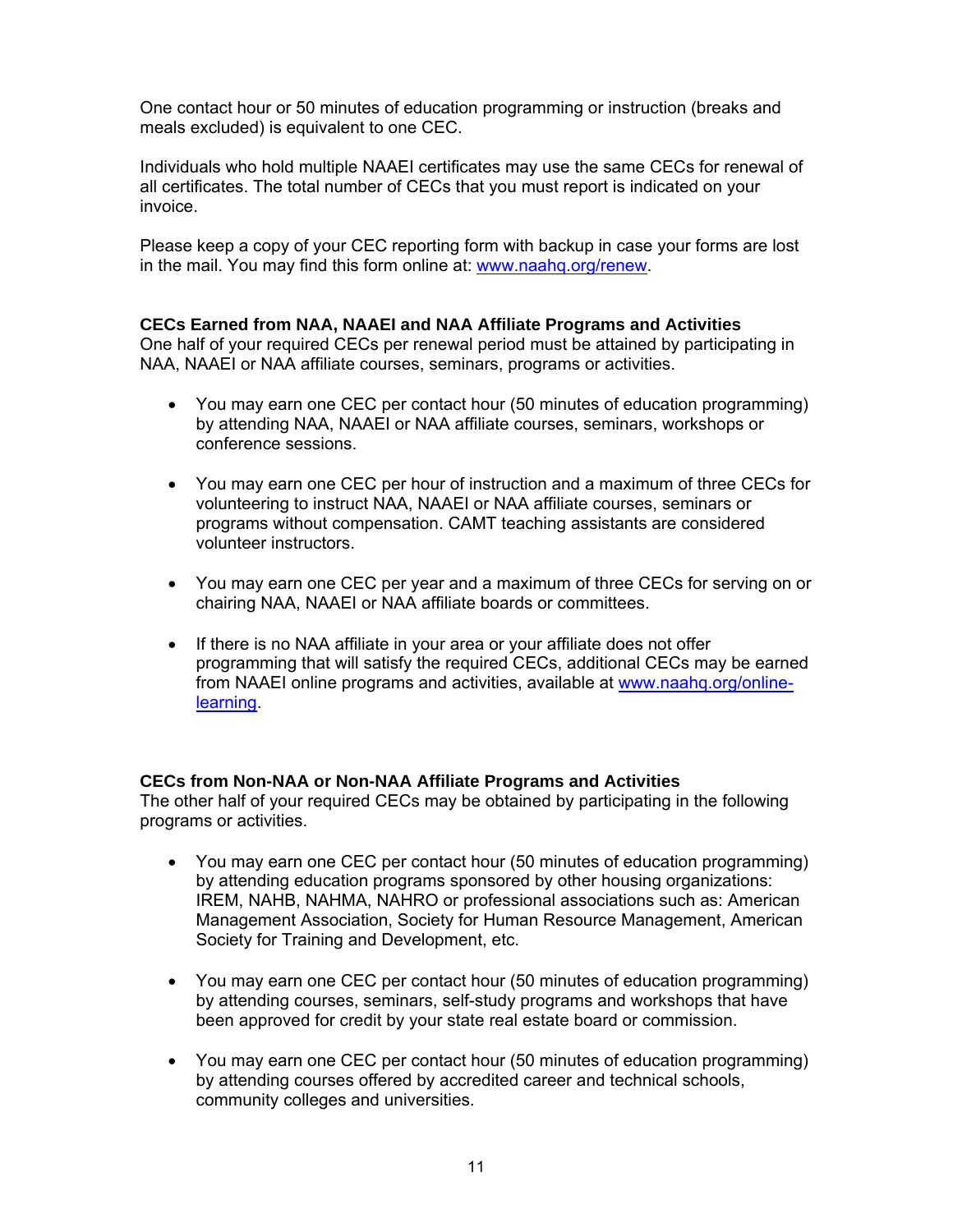One contact hour or 50 minutes of education programming or instruction (breaks and meals excluded) is equivalent to one CEC.

Individuals who hold multiple NAAEI certificates may use the same CECs for renewal of all certificates. The total number of CECs that you must report is indicated on your invoice.

Please keep a copy of your CEC reporting form with backup in case your forms are lost in the mail. You may find this form online at: [www.naahq.org/renew](www.naahq.org/renew).

**CECs Earned from NAA, NAAEI and NAA Affiliate Programs and Activities**
One half of your required CECs per renewal period must be attained by participating in NAA, NAAEI or NAA affiliate courses, seminars, programs or activities.

- You may earn one CEC per contact hour (50 minutes of education programming) by attending NAA, NAAEI or NAA affiliate courses, seminars, workshops or conference sessions.
- You may earn one CEC per hour of instruction and a maximum of three CECs for volunteering to instruct NAA, NAAEI or NAA affiliate courses, seminars or programs without compensation. CAMT teaching assistants are considered volunteer instructors.
- You may earn one CEC per year and a maximum of three CECs for serving on or chairing NAA, NAAEI or NAA affiliate boards or committees.
- If there is no NAA affiliate in your area or your affiliate does not offer programming that will satisfy the required CECs, additional CECs may be earned from NAAEI online programs and activities, available at [www.naahq.org/online-learning](www.naahq.org/online-learning).

**CECs from Non-NAA or Non-NAA Affiliate Programs and Activities**
The other half of your required CECs may be obtained by participating in the following programs or activities.

- You may earn one CEC per contact hour (50 minutes of education programming) by attending education programs sponsored by other housing organizations: IREM, NAHB, NAHMA, NAHRO or professional associations such as: American Management Association, Society for Human Resource Management, American Society for Training and Development, etc.
- You may earn one CEC per contact hour (50 minutes of education programming) by attending courses, seminars, self-study programs and workshops that have been approved for credit by your state real estate board or commission.
- You may earn one CEC per contact hour (50 minutes of education programming) by attending courses offered by accredited career and technical schools, community colleges and universities.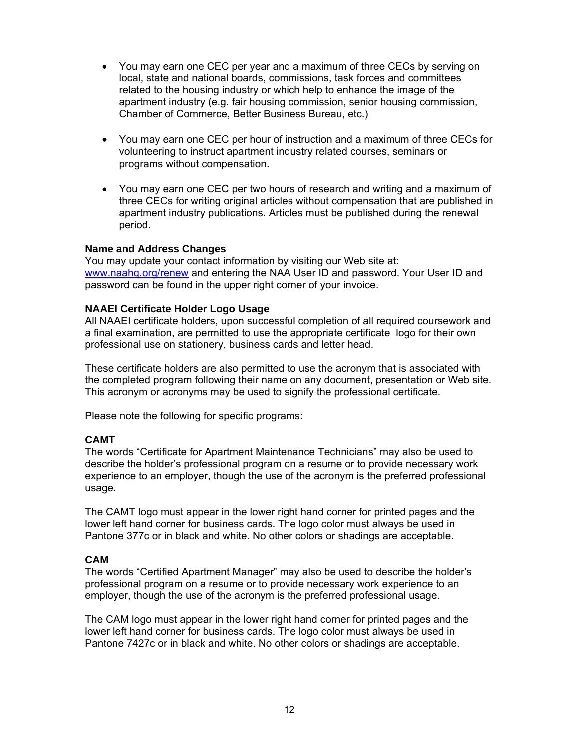- You may earn one CEC per year and a maximum of three CECs by serving on local, state and national boards, commissions, task forces and committees related to the housing industry or which help to enhance the image of the apartment industry (e.g. fair housing commission, senior housing commission, Chamber of Commerce, Better Business Bureau, etc.)

- You may earn one CEC per hour of instruction and a maximum of three CECs for volunteering to instruct apartment industry related courses, seminars or programs without compensation.

- You may earn one CEC per two hours of research and writing and a maximum of three CECs for writing original articles without compensation that are published in apartment industry publications. Articles must be published during the renewal period.

**Name and Address Changes**

You may update your contact information by visiting our Web site at: www.naahq.org/renew and entering the NAA User ID and password. Your User ID and password can be found in the upper right corner of your invoice.

**NAAEI Certificate Holder Logo Usage**

All NAAEI certificate holders, upon successful completion of all required coursework and a final examination, are permitted to use the appropriate certificate logo for their own professional use on stationery, business cards and letter head.

These certificate holders are also permitted to use the acronym that is associated with the completed program following their name on any document, presentation or Web site. This acronym or acronyms may be used to signify the professional certificate.

Please note the following for specific programs:

**CAMT**

The words "Certificate for Apartment Maintenance Technicians" may also be used to describe the holder's professional program on a resume or to provide necessary work experience to an employer, though the use of the acronym is the preferred professional usage.

The CAMT logo must appear in the lower right hand corner for printed pages and the lower left hand corner for business cards. The logo color must always be used in Pantone 377c or in black and white. No other colors or shadings are acceptable.

**CAM**

The words "Certified Apartment Manager" may also be used to describe the holder's professional program on a resume or to provide necessary work experience to an employer, though the use of the acronym is the preferred professional usage.

The CAM logo must appear in the lower right hand corner for printed pages and the lower left hand corner for business cards. The logo color must always be used in Pantone 7427c or in black and white. No other colors or shadings are acceptable.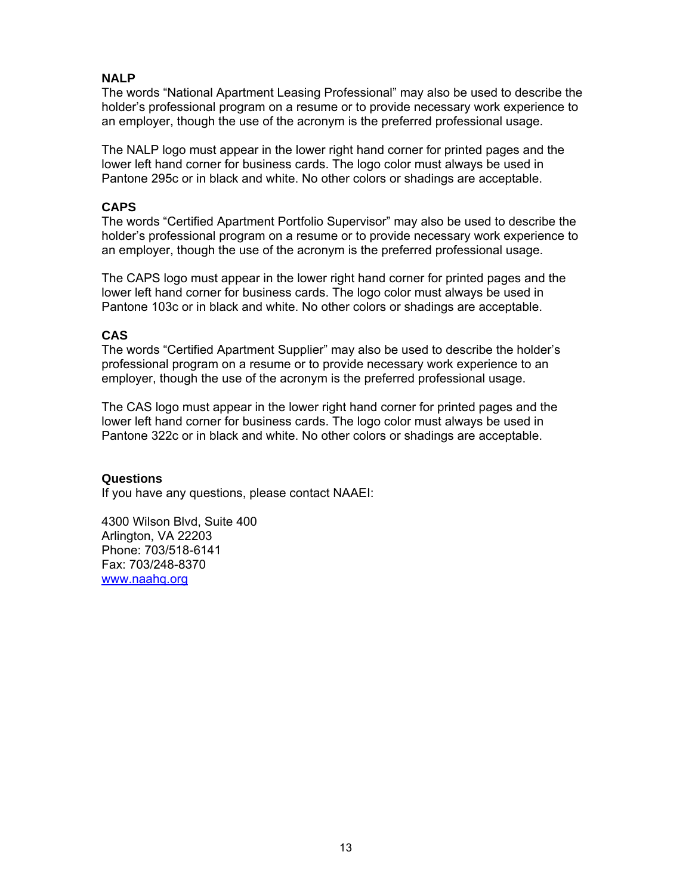**NALP**

The words “National Apartment Leasing Professional” may also be used to describe the holder’s professional program on a resume or to provide necessary work experience to an employer, though the use of the acronym is the preferred professional usage.

The NALP logo must appear in the lower right hand corner for printed pages and the lower left hand corner for business cards. The logo color must always be used in Pantone 295c or in black and white. No other colors or shadings are acceptable.

**CAPS**

The words “Certified Apartment Portfolio Supervisor” may also be used to describe the holder’s professional program on a resume or to provide necessary work experience to an employer, though the use of the acronym is the preferred professional usage.

The CAPS logo must appear in the lower right hand corner for printed pages and the lower left hand corner for business cards. The logo color must always be used in Pantone 103c or in black and white. No other colors or shadings are acceptable.

**CAS**

The words “Certified Apartment Supplier” may also be used to describe the holder’s professional program on a resume or to provide necessary work experience to an employer, though the use of the acronym is the preferred professional usage.

The CAS logo must appear in the lower right hand corner for printed pages and the lower left hand corner for business cards. The logo color must always be used in Pantone 322c or in black and white. No other colors or shadings are acceptable.

**Questions**

If you have any questions, please contact NAAEI:

4300 Wilson Blvd, Suite 400
Arlington, VA 22203
Phone: 703/518-6141
Fax: 703/248-8370
www.naahq.org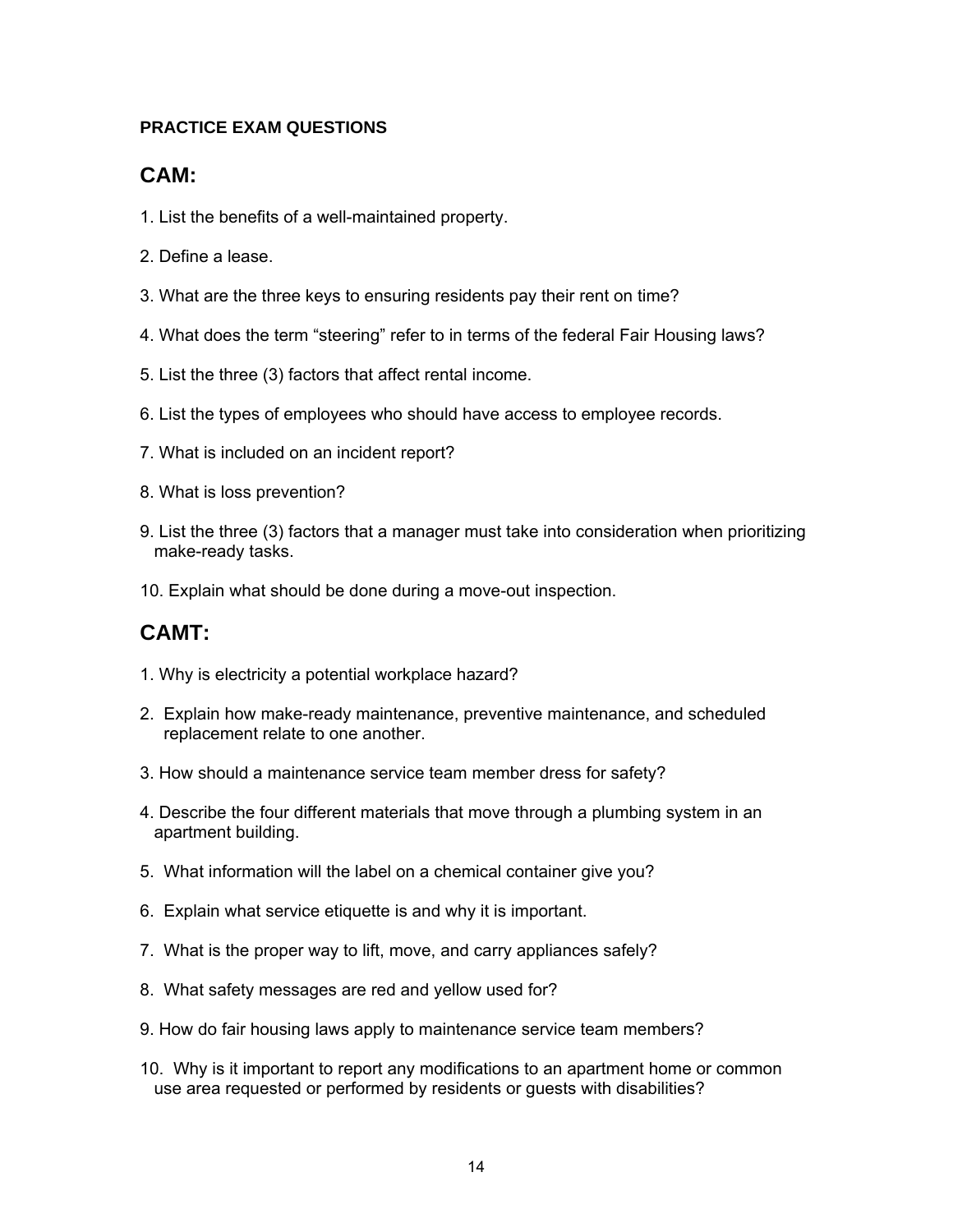**PRACTICE EXAM QUESTIONS**

## CAM:

1. List the benefits of a well-maintained property.

2. Define a lease.

3. What are the three keys to ensuring residents pay their rent on time?

4. What does the term "steering" refer to in terms of the federal Fair Housing laws?

5. List the three (3) factors that affect rental income.

6. List the types of employees who should have access to employee records.

7. What is included on an incident report?

8. What is loss prevention?

9. List the three (3) factors that a manager must take into consideration when prioritizing make-ready tasks.

10. Explain what should be done during a move-out inspection.

## CAMT:

1. Why is electricity a potential workplace hazard?

2. Explain how make-ready maintenance, preventive maintenance, and scheduled replacement relate to one another.

3. How should a maintenance service team member dress for safety?

4. Describe the four different materials that move through a plumbing system in an apartment building.

5. What information will the label on a chemical container give you?

6. Explain what service etiquette is and why it is important.

7. What is the proper way to lift, move, and carry appliances safely?

8. What safety messages are red and yellow used for?

9. How do fair housing laws apply to maintenance service team members?

10. Why is it important to report any modifications to an apartment home or common use area requested or performed by residents or guests with disabilities?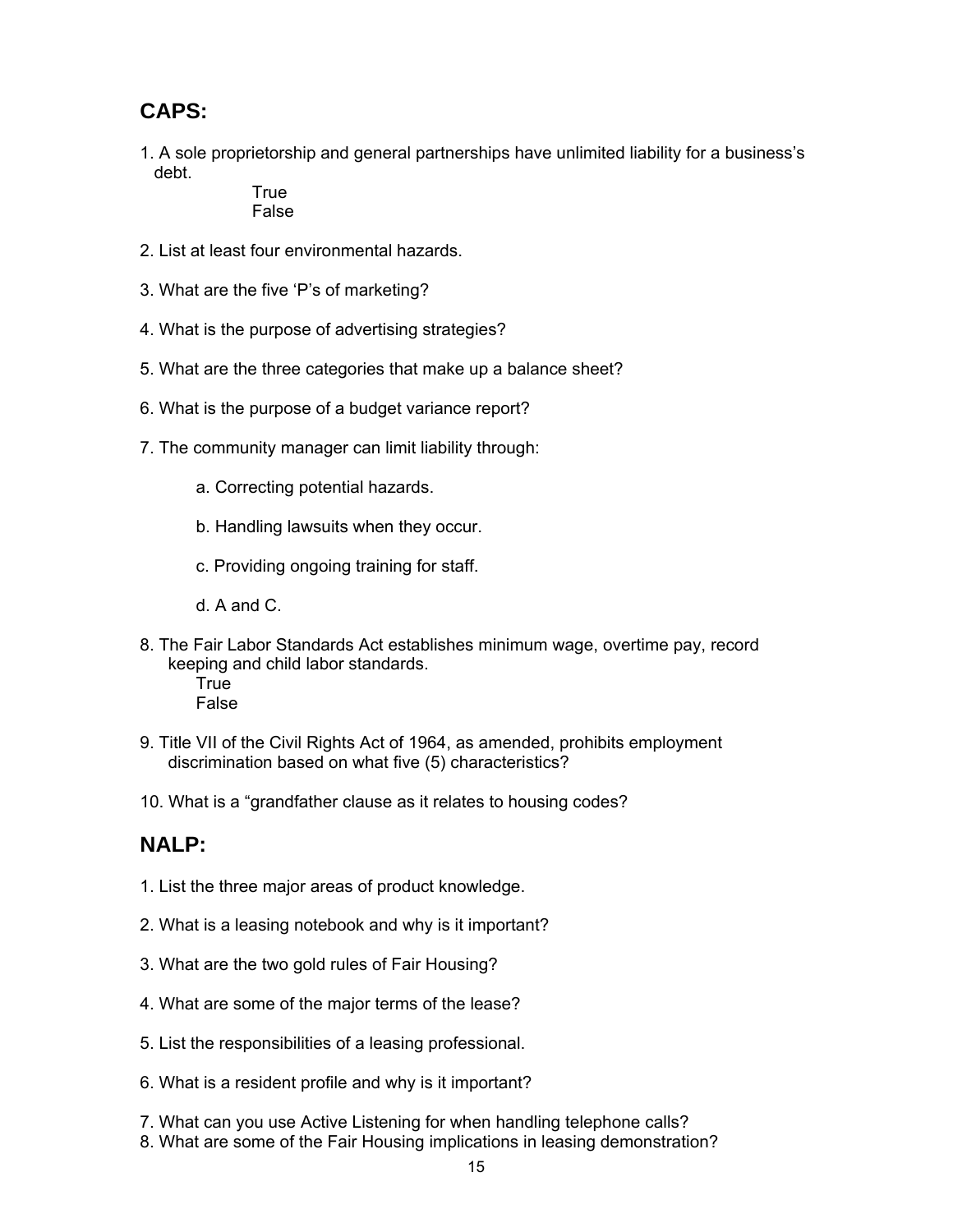## CAPS:

1. A sole proprietorship and general partnerships have unlimited liability for a business's debt.

   True
   False

2. List at least four environmental hazards.

3. What are the five 'P's of marketing?

4. What is the purpose of advertising strategies?

5. What are the three categories that make up a balance sheet?

6. What is the purpose of a budget variance report?

7. The community manager can limit liability through:

   a. Correcting potential hazards.

   b. Handling lawsuits when they occur.

   c. Providing ongoing training for staff.

   d. A and C.

8. The Fair Labor Standards Act establishes minimum wage, overtime pay, record keeping and child labor standards.

   True
   False

9. Title VII of the Civil Rights Act of 1964, as amended, prohibits employment discrimination based on what five (5) characteristics?

10. What is a "grandfather clause as it relates to housing codes?

## NALP:

1. List the three major areas of product knowledge.

2. What is a leasing notebook and why is it important?

3. What are the two gold rules of Fair Housing?

4. What are some of the major terms of the lease?

5. List the responsibilities of a leasing professional.

6. What is a resident profile and why is it important?

7. What can you use Active Listening for when handling telephone calls?
8. What are some of the Fair Housing implications in leasing demonstration?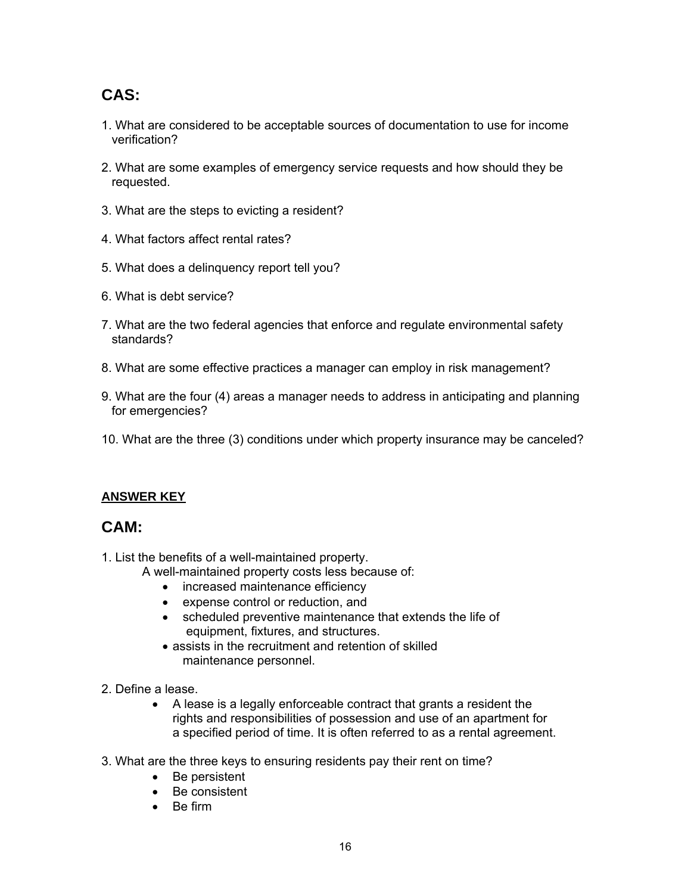## CAS:

1. What are considered to be acceptable sources of documentation to use for income verification?

2. What are some examples of emergency service requests and how should they be requested.

3. What are the steps to evicting a resident?

4. What factors affect rental rates?

5. What does a delinquency report tell you?

6. What is debt service?

7. What are the two federal agencies that enforce and regulate environmental safety standards?

8. What are some effective practices a manager can employ in risk management?

9. What are the four (4) areas a manager needs to address in anticipating and planning for emergencies?

10. What are the three (3) conditions under which property insurance may be canceled?

**ANSWER KEY**

## CAM:

1. List the benefits of a well-maintained property.

   A well-maintained property costs less because of:
   - increased maintenance efficiency
   - expense control or reduction, and
   - scheduled preventive maintenance that extends the life of equipment, fixtures, and structures.
   - assists in the recruitment and retention of skilled maintenance personnel.

2. Define a lease.
   - A lease is a legally enforceable contract that grants a resident the rights and responsibilities of possession and use of an apartment for a specified period of time. It is often referred to as a rental agreement.

3. What are the three keys to ensuring residents pay their rent on time?
   - Be persistent
   - Be consistent
   - Be firm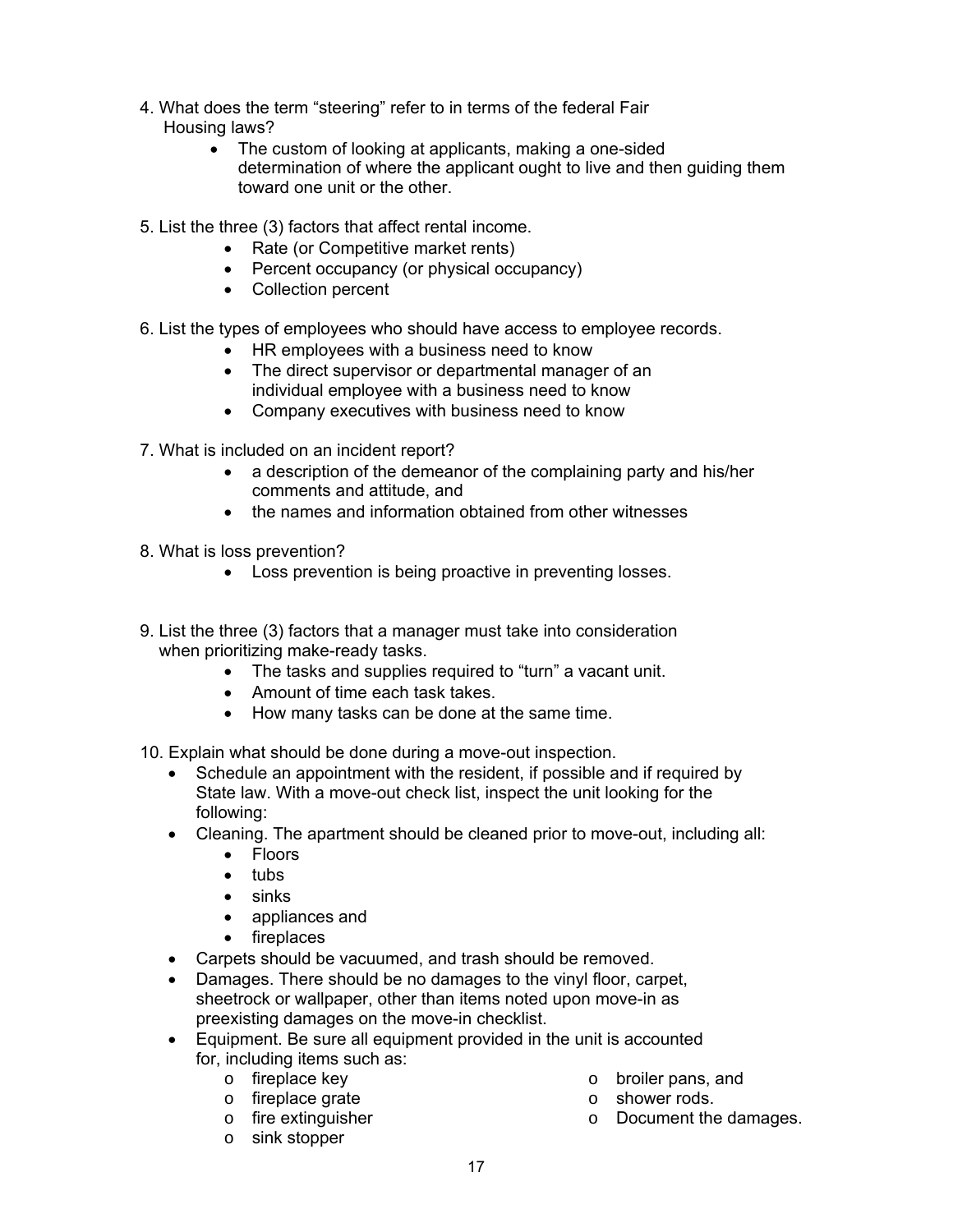4. What does the term "steering" refer to in terms of the federal Fair Housing laws?
    - The custom of looking at applicants, making a one-sided determination of where the applicant ought to live and then guiding them toward one unit or the other.

5. List the three (3) factors that affect rental income.
    - Rate (or Competitive market rents)
    - Percent occupancy (or physical occupancy)
    - Collection percent

6. List the types of employees who should have access to employee records.
    - HR employees with a business need to know
    - The direct supervisor or departmental manager of an individual employee with a business need to know
    - Company executives with business need to know

7. What is included on an incident report?
    - a description of the demeanor of the complaining party and his/her comments and attitude, and
    - the names and information obtained from other witnesses

8. What is loss prevention?
    - Loss prevention is being proactive in preventing losses.

9. List the three (3) factors that a manager must take into consideration when prioritizing make-ready tasks.
    - The tasks and supplies required to "turn" a vacant unit.
    - Amount of time each task takes.
    - How many tasks can be done at the same time.

10. Explain what should be done during a move-out inspection.
    - Schedule an appointment with the resident, if possible and if required by State law. With a move-out check list, inspect the unit looking for the following:
    - Cleaning. The apartment should be cleaned prior to move-out, including all:
        - Floors
        - tubs
        - sinks
        - appliances and
        - fireplaces
    - Carpets should be vacuumed, and trash should be removed.
    - Damages. There should be no damages to the vinyl floor, carpet, sheetrock or wallpaper, other than items noted upon move-in as preexisting damages on the move-in checklist.
    - Equipment. Be sure all equipment provided in the unit is accounted for, including items such as:
        - fireplace key
        - fireplace grate
        - fire extinguisher
        - sink stopper
        - broiler pans, and
        - shower rods.
        - Document the damages.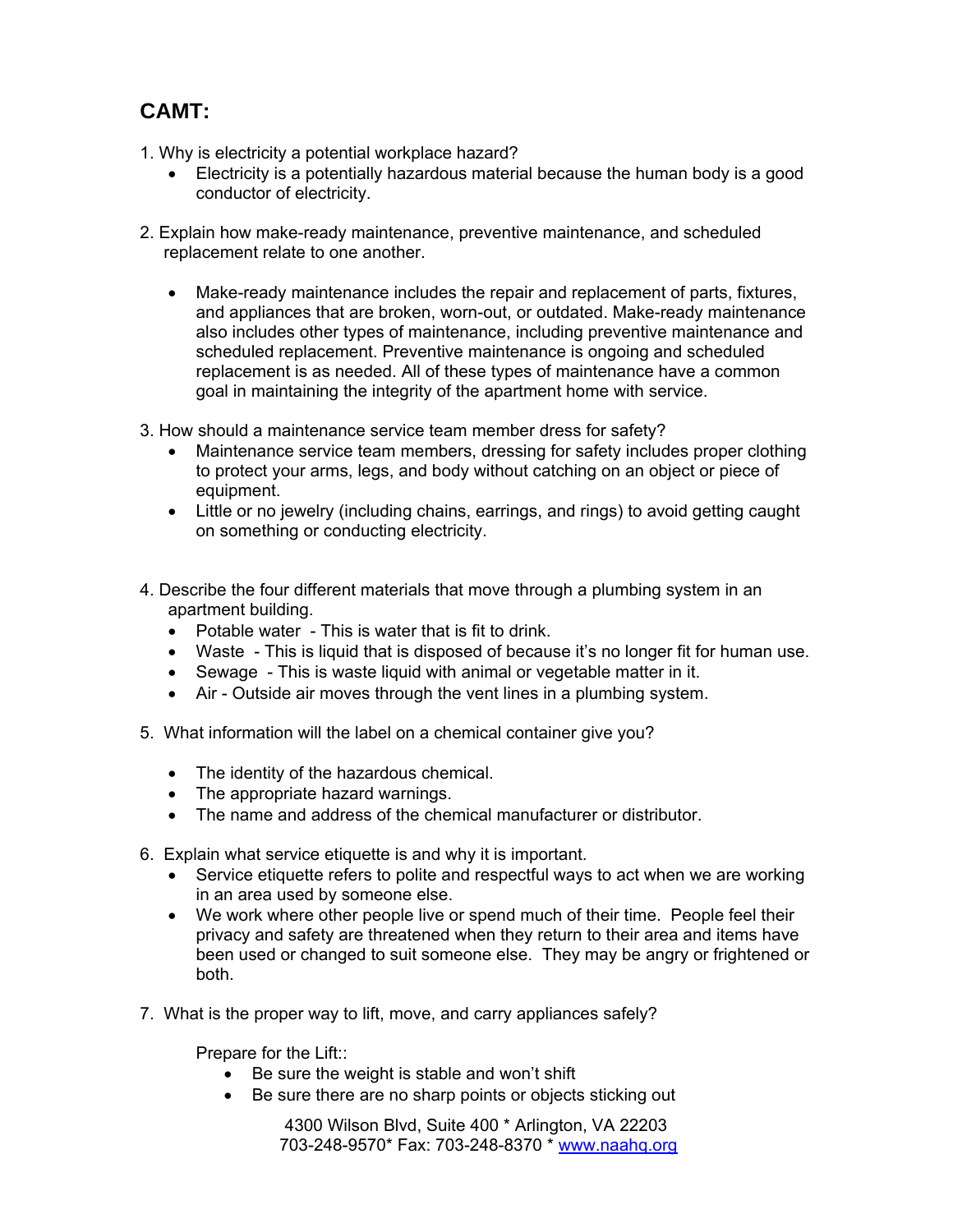## CAMT:

1. Why is electricity a potential workplace hazard?
   - Electricity is a potentially hazardous material because the human body is a good conductor of electricity.

2. Explain how make-ready maintenance, preventive maintenance, and scheduled replacement relate to one another.

   - Make-ready maintenance includes the repair and replacement of parts, fixtures, and appliances that are broken, worn-out, or outdated. Make-ready maintenance also includes other types of maintenance, including preventive maintenance and scheduled replacement. Preventive maintenance is ongoing and scheduled replacement is as needed. All of these types of maintenance have a common goal in maintaining the integrity of the apartment home with service.

3. How should a maintenance service team member dress for safety?
   - Maintenance service team members, dressing for safety includes proper clothing to protect your arms, legs, and body without catching on an object or piece of equipment.
   - Little or no jewelry (including chains, earrings, and rings) to avoid getting caught on something or conducting electricity.

4. Describe the four different materials that move through a plumbing system in an apartment building.
   - Potable water - This is water that is fit to drink.
   - Waste - This is liquid that is disposed of because it's no longer fit for human use.
   - Sewage - This is waste liquid with animal or vegetable matter in it.
   - Air - Outside air moves through the vent lines in a plumbing system.

5. What information will the label on a chemical container give you?

   - The identity of the hazardous chemical.
   - The appropriate hazard warnings.
   - The name and address of the chemical manufacturer or distributor.

6. Explain what service etiquette is and why it is important.
   - Service etiquette refers to polite and respectful ways to act when we are working in an area used by someone else.
   - We work where other people live or spend much of their time. People feel their privacy and safety are threatened when they return to their area and items have been used or changed to suit someone else. They may be angry or frightened or both.

7. What is the proper way to lift, move, and carry appliances safely?

   Prepare for the Lift::
   - Be sure the weight is stable and won't shift
   - Be sure there are no sharp points or objects sticking out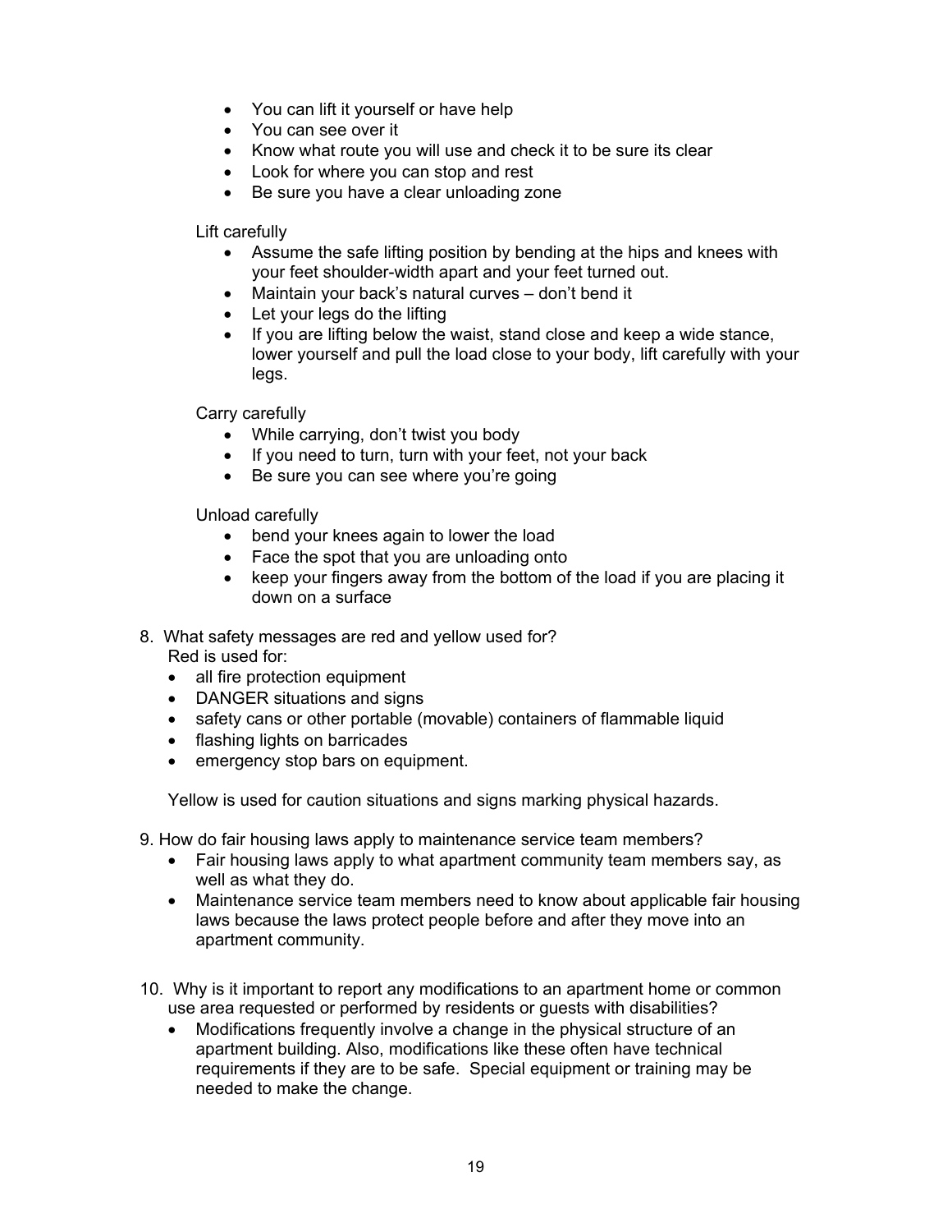- You can lift it yourself or have help
- You can see over it
- Know what route you will use and check it to be sure its clear
- Look for where you can stop and rest
- Be sure you have a clear unloading zone

Lift carefully

- Assume the safe lifting position by bending at the hips and knees with your feet shoulder-width apart and your feet turned out.
- Maintain your back's natural curves – don't bend it
- Let your legs do the lifting
- If you are lifting below the waist, stand close and keep a wide stance, lower yourself and pull the load close to your body, lift carefully with your legs.

Carry carefully

- While carrying, don't twist you body
- If you need to turn, turn with your feet, not your back
- Be sure you can see where you're going

Unload carefully

- bend your knees again to lower the load
- Face the spot that you are unloading onto
- keep your fingers away from the bottom of the load if you are placing it down on a surface

8. What safety messages are red and yellow used for?
   Red is used for:
   - all fire protection equipment
   - DANGER situations and signs
   - safety cans or other portable (movable) containers of flammable liquid
   - flashing lights on barricades
   - emergency stop bars on equipment.

   Yellow is used for caution situations and signs marking physical hazards.

9. How do fair housing laws apply to maintenance service team members?
   - Fair housing laws apply to what apartment community team members say, as well as what they do.
   - Maintenance service team members need to know about applicable fair housing laws because the laws protect people before and after they move into an apartment community.

10. Why is it important to report any modifications to an apartment home or common use area requested or performed by residents or guests with disabilities?
    - Modifications frequently involve a change in the physical structure of an apartment building. Also, modifications like these often have technical requirements if they are to be safe. Special equipment or training may be needed to make the change.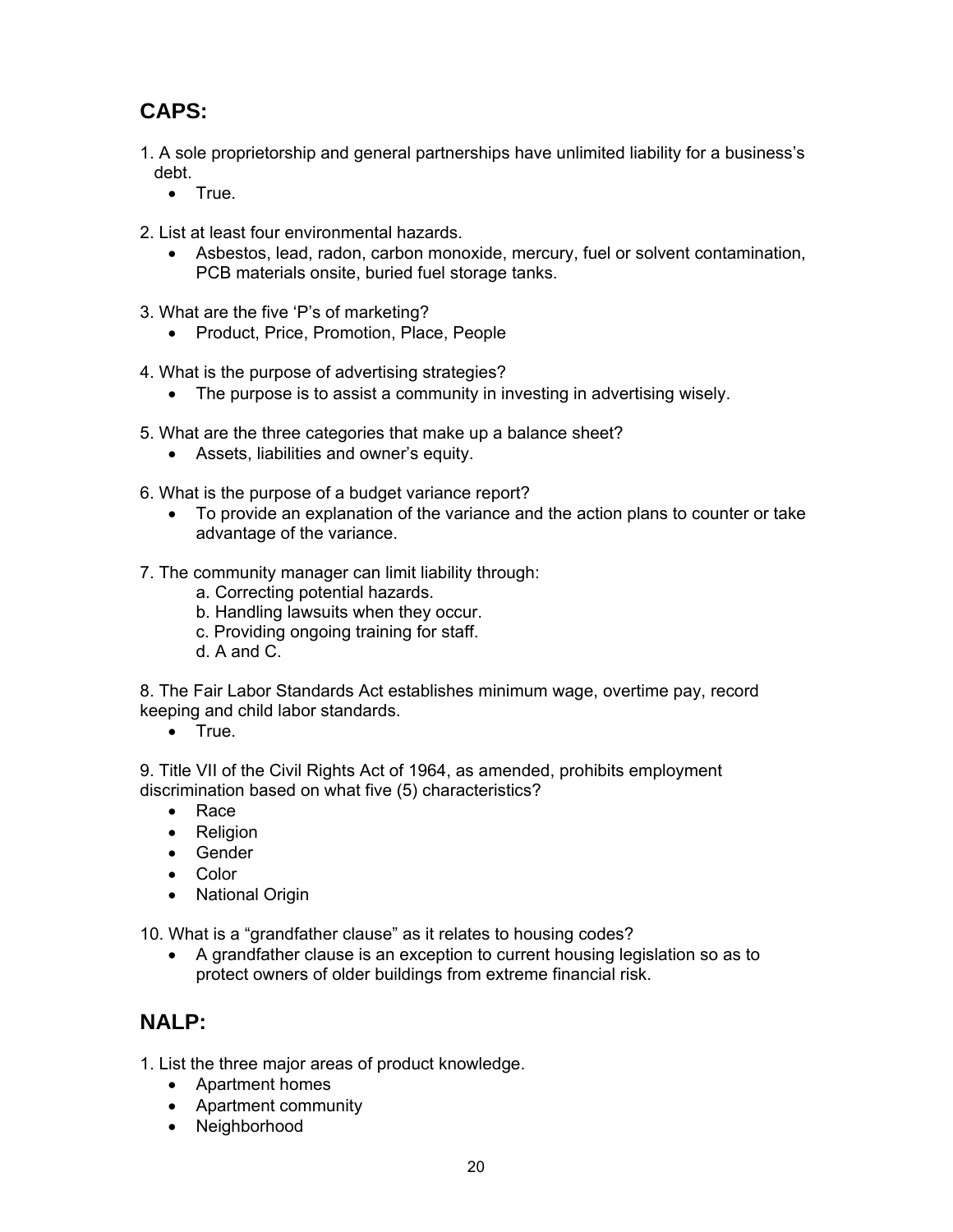## CAPS:

1. A sole proprietorship and general partnerships have unlimited liability for a business's debt.
    - True.

2. List at least four environmental hazards.
    - Asbestos, lead, radon, carbon monoxide, mercury, fuel or solvent contamination, PCB materials onsite, buried fuel storage tanks.

3. What are the five 'P's of marketing?
    - Product, Price, Promotion, Place, People

4. What is the purpose of advertising strategies?
    - The purpose is to assist a community in investing in advertising wisely.

5. What are the three categories that make up a balance sheet?
    - Assets, liabilities and owner's equity.

6. What is the purpose of a budget variance report?
    - To provide an explanation of the variance and the action plans to counter or take advantage of the variance.

7. The community manager can limit liability through:
    a. Correcting potential hazards.
    b. Handling lawsuits when they occur.
    c. Providing ongoing training for staff.
    d. A and C.

8. The Fair Labor Standards Act establishes minimum wage, overtime pay, record keeping and child labor standards.
    - True.

9. Title VII of the Civil Rights Act of 1964, as amended, prohibits employment discrimination based on what five (5) characteristics?
    - Race
    - Religion
    - Gender
    - Color
    - National Origin

10. What is a "grandfather clause" as it relates to housing codes?
    - A grandfather clause is an exception to current housing legislation so as to protect owners of older buildings from extreme financial risk.

## NALP:

1. List the three major areas of product knowledge.
    - Apartment homes
    - Apartment community
    - Neighborhood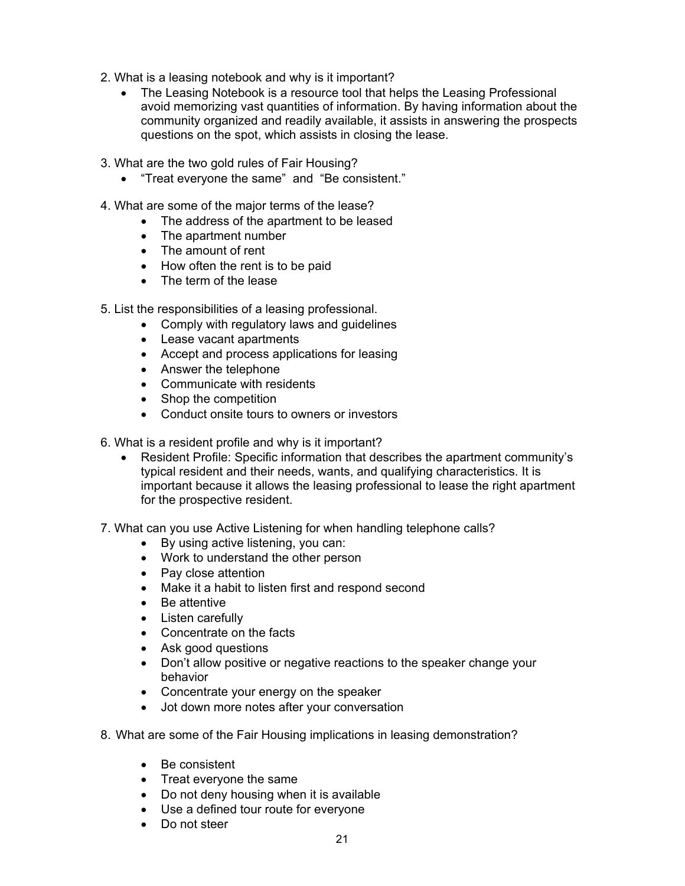2. What is a leasing notebook and why is it important?
    - The Leasing Notebook is a resource tool that helps the Leasing Professional avoid memorizing vast quantities of information. By having information about the community organized and readily available, it assists in answering the prospects questions on the spot, which assists in closing the lease.

3. What are the two gold rules of Fair Housing?
    - "Treat everyone the same" and "Be consistent."

4. What are some of the major terms of the lease?
    - The address of the apartment to be leased
    - The apartment number
    - The amount of rent
    - How often the rent is to be paid
    - The term of the lease

5. List the responsibilities of a leasing professional.
    - Comply with regulatory laws and guidelines
    - Lease vacant apartments
    - Accept and process applications for leasing
    - Answer the telephone
    - Communicate with residents
    - Shop the competition
    - Conduct onsite tours to owners or investors

6. What is a resident profile and why is it important?
    - Resident Profile: Specific information that describes the apartment community's typical resident and their needs, wants, and qualifying characteristics. It is important because it allows the leasing professional to lease the right apartment for the prospective resident.

7. What can you use Active Listening for when handling telephone calls?
    - By using active listening, you can:
    - Work to understand the other person
    - Pay close attention
    - Make it a habit to listen first and respond second
    - Be attentive
    - Listen carefully
    - Concentrate on the facts
    - Ask good questions
    - Don't allow positive or negative reactions to the speaker change your behavior
    - Concentrate your energy on the speaker
    - Jot down more notes after your conversation

8. What are some of the Fair Housing implications in leasing demonstration?
    - Be consistent
    - Treat everyone the same
    - Do not deny housing when it is available
    - Use a defined tour route for everyone
    - Do not steer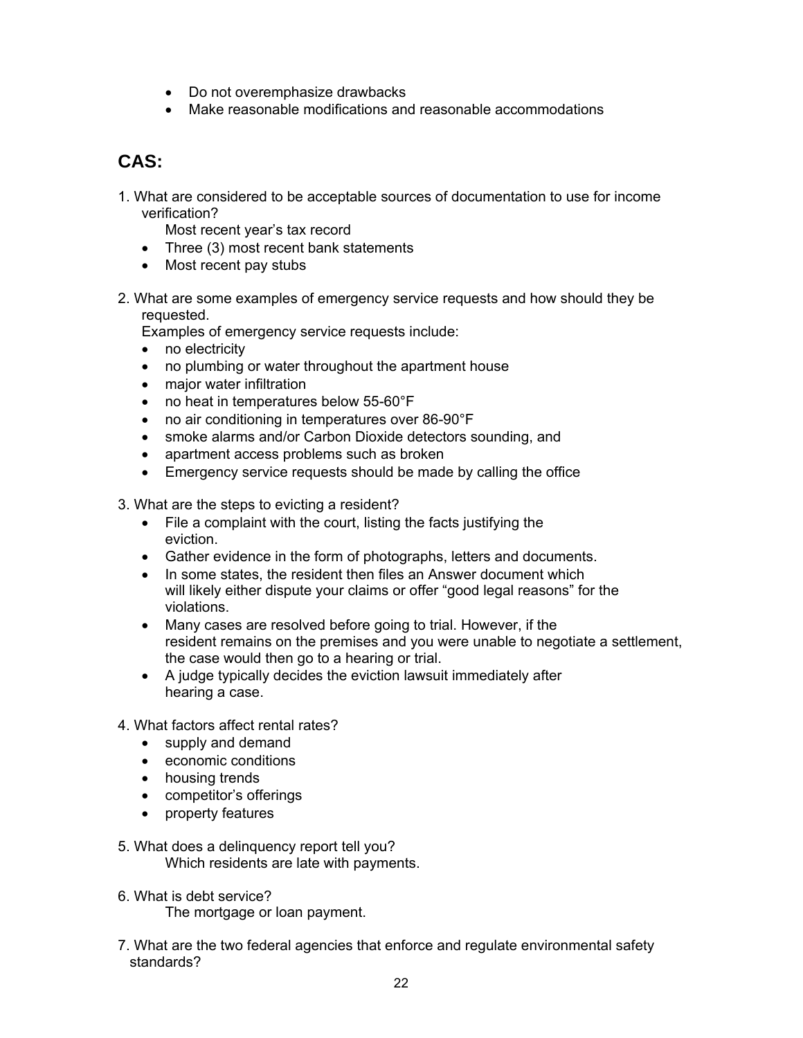- Do not overemphasize drawbacks
- Make reasonable modifications and reasonable accommodations

## CAS:

1. What are considered to be acceptable sources of documentation to use for income verification?
   Most recent year's tax record
   - Three (3) most recent bank statements
   - Most recent pay stubs

2. What are some examples of emergency service requests and how should they be requested.
   Examples of emergency service requests include:
   - no electricity
   - no plumbing or water throughout the apartment house
   - major water infiltration
   - no heat in temperatures below 55-60°F
   - no air conditioning in temperatures over 86-90°F
   - smoke alarms and/or Carbon Dioxide detectors sounding, and
   - apartment access problems such as broken
   - Emergency service requests should be made by calling the office

3. What are the steps to evicting a resident?
   - File a complaint with the court, listing the facts justifying the eviction.
   - Gather evidence in the form of photographs, letters and documents.
   - In some states, the resident then files an Answer document which will likely either dispute your claims or offer "good legal reasons" for the violations.
   - Many cases are resolved before going to trial. However, if the resident remains on the premises and you were unable to negotiate a settlement, the case would then go to a hearing or trial.
   - A judge typically decides the eviction lawsuit immediately after hearing a case.

4. What factors affect rental rates?
   - supply and demand
   - economic conditions
   - housing trends
   - competitor's offerings
   - property features

5. What does a delinquency report tell you?
   Which residents are late with payments.

6. What is debt service?
   The mortgage or loan payment.

7. What are the two federal agencies that enforce and regulate environmental safety standards?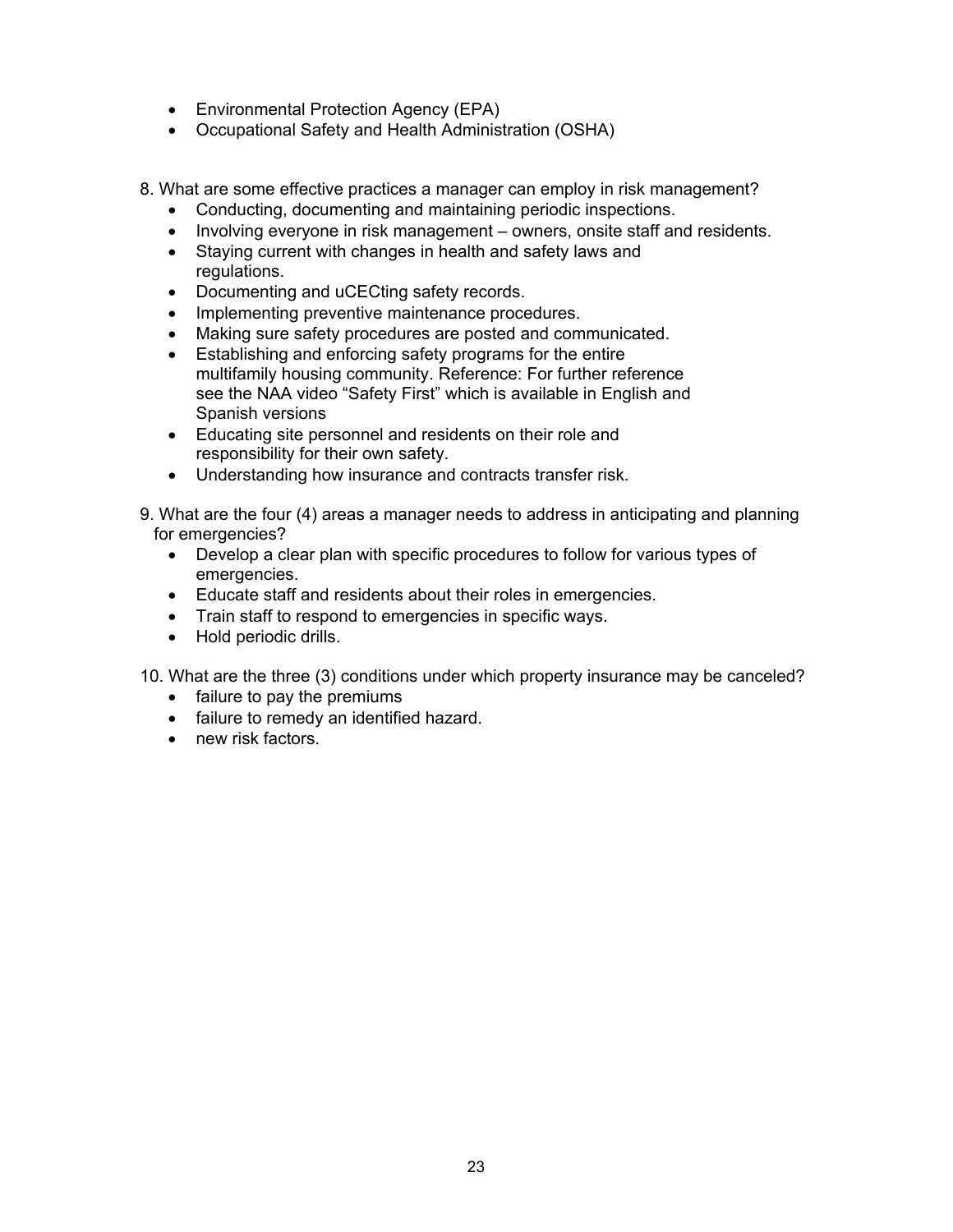- Environmental Protection Agency (EPA)
- Occupational Safety and Health Administration (OSHA)

8. What are some effective practices a manager can employ in risk management?
   - Conducting, documenting and maintaining periodic inspections.
   - Involving everyone in risk management – owners, onsite staff and residents.
   - Staying current with changes in health and safety laws and regulations.
   - Documenting and uCECting safety records.
   - Implementing preventive maintenance procedures.
   - Making sure safety procedures are posted and communicated.
   - Establishing and enforcing safety programs for the entire multifamily housing community. Reference: For further reference see the NAA video "Safety First" which is available in English and Spanish versions
   - Educating site personnel and residents on their role and responsibility for their own safety.
   - Understanding how insurance and contracts transfer risk.

9. What are the four (4) areas a manager needs to address in anticipating and planning for emergencies?
   - Develop a clear plan with specific procedures to follow for various types of emergencies.
   - Educate staff and residents about their roles in emergencies.
   - Train staff to respond to emergencies in specific ways.
   - Hold periodic drills.

10. What are the three (3) conditions under which property insurance may be canceled?
    - failure to pay the premiums
    - failure to remedy an identified hazard.
    - new risk factors.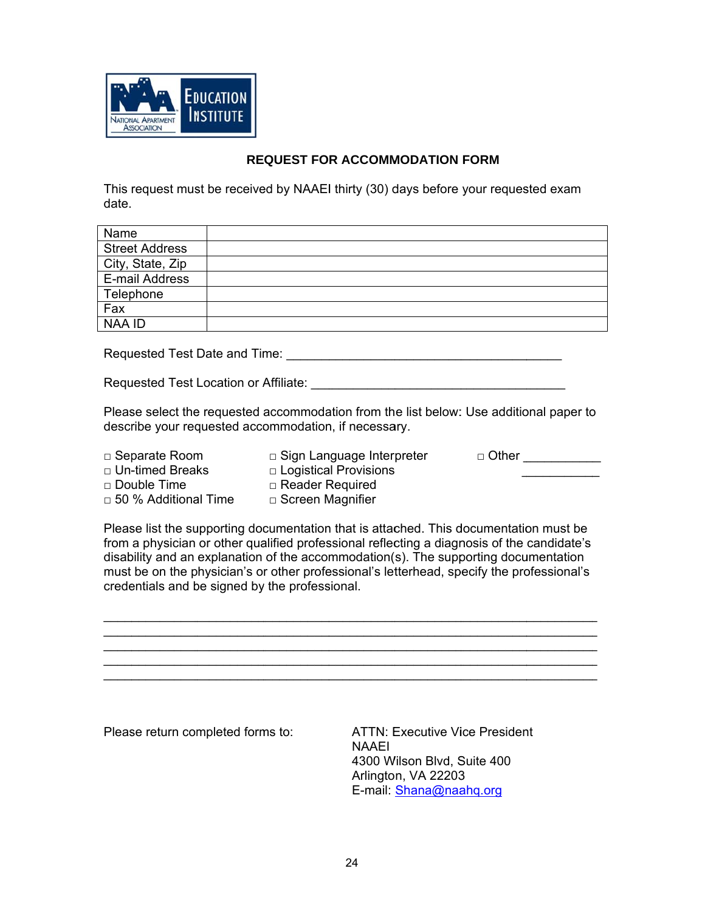## REQUEST FOR ACCOMMODATION FORM

This request must be received by NAAEI thirty (30) days before your requested exam date.

| Name | |
|---|---|
| Street Address | |
| City, State, Zip | |
| E-mail Address | |
| Telephone | |
| Fax | |
| NAA ID | |

Requested Test Date and Time: ________________________________________

Requested Test Location or Affiliate: ____________________________________

Please select the requested accommodation from the list below: Use additional paper to describe your requested accommodation, if necessary.

- □ Separate Room
- □ Un-timed Breaks
- □ Double Time
- □ 50 % Additional Time
- □ Sign Language Interpreter
- □ Logistical Provisions
- □ Reader Required
- □ Screen Magnifier
- □ Other ___________ ___________

Please list the supporting documentation that is attached. This documentation must be from a physician or other qualified professional reflecting a diagnosis of the candidate's disability and an explanation of the accommodation(s). The supporting documentation must be on the physician's or other professional's letterhead, specify the professional's credentials and be signed by the professional.

_________________________________________________________________________
_________________________________________________________________________
_________________________________________________________________________
_________________________________________________________________________
_________________________________________________________________________

Please return completed forms to:

ATTN: Executive Vice President
NAAEI
4300 Wilson Blvd, Suite 400
Arlington, VA 22203
E-mail: Shana@naahq.org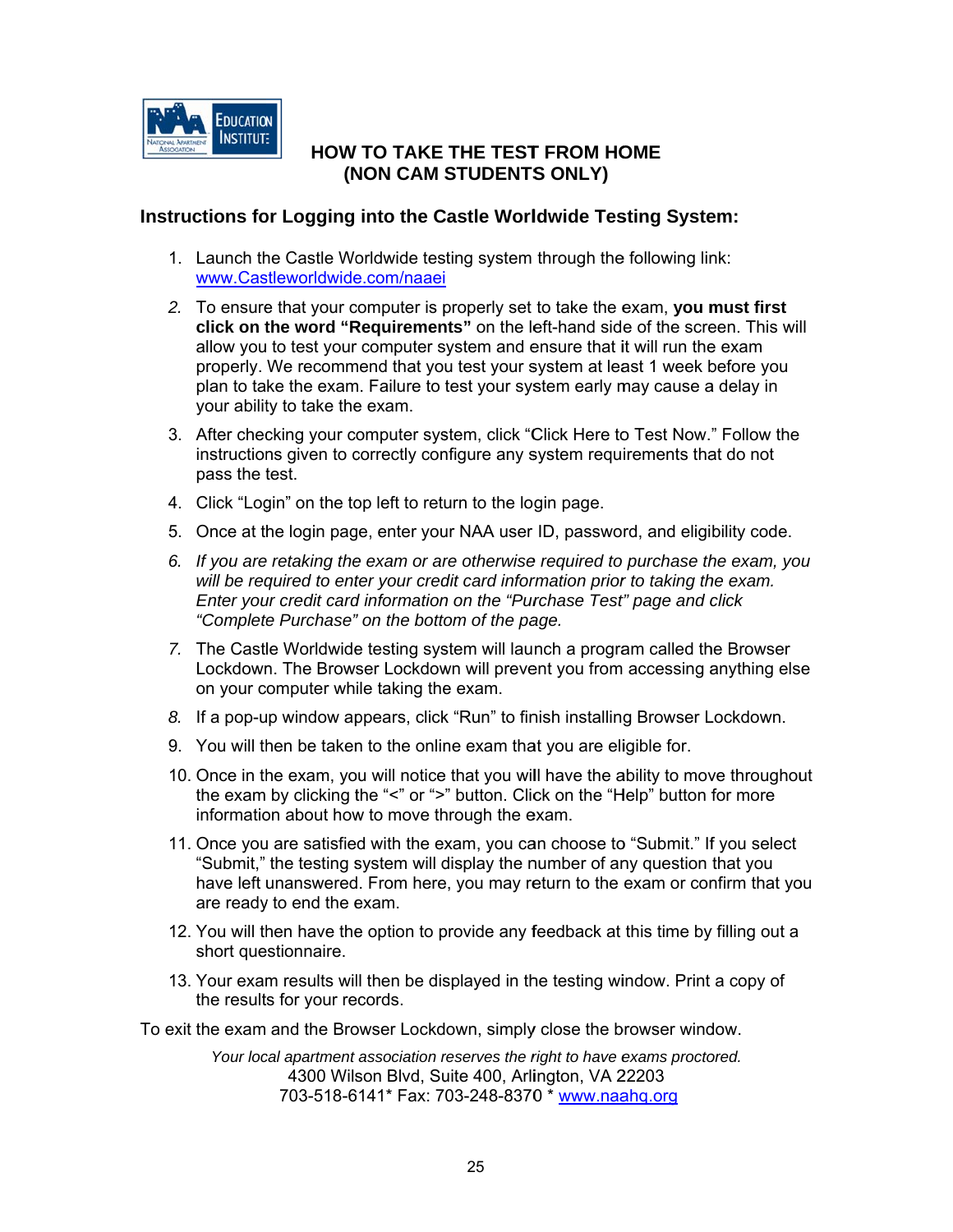# HOW TO TAKE THE TEST FROM HOME
# (NON CAM STUDENTS ONLY)

## Instructions for Logging into the Castle Worldwide Testing System:

1. Launch the Castle Worldwide testing system through the following link: www.Castleworldwide.com/naaei
2. To ensure that your computer is properly set to take the exam, **you must first click on the word "Requirements"** on the left-hand side of the screen. This will allow you to test your computer system and ensure that it will run the exam properly. We recommend that you test your system at least 1 week before you plan to take the exam. Failure to test your system early may cause a delay in your ability to take the exam.
3. After checking your computer system, click "Click Here to Test Now." Follow the instructions given to correctly configure any system requirements that do not pass the test.
4. Click "Login" on the top left to return to the login page.
5. Once at the login page, enter your NAA user ID, password, and eligibility code.
6. *If you are retaking the exam or are otherwise required to purchase the exam, you will be required to enter your credit card information prior to taking the exam. Enter your credit card information on the "Purchase Test" page and click "Complete Purchase" on the bottom of the page.*
7. The Castle Worldwide testing system will launch a program called the Browser Lockdown. The Browser Lockdown will prevent you from accessing anything else on your computer while taking the exam.
8. If a pop-up window appears, click "Run" to finish installing Browser Lockdown.
9. You will then be taken to the online exam that you are eligible for.
10. Once in the exam, you will notice that you will have the ability to move throughout the exam by clicking the "<" or ">" button. Click on the "Help" button for more information about how to move through the exam.
11. Once you are satisfied with the exam, you can choose to "Submit." If you select "Submit," the testing system will display the number of any question that you have left unanswered. From here, you may return to the exam or confirm that you are ready to end the exam.
12. You will then have the option to provide any feedback at this time by filling out a short questionnaire.
13. Your exam results will then be displayed in the testing window. Print a copy of the results for your records.

To exit the exam and the Browser Lockdown, simply close the browser window.

*Your local apartment association reserves the right to have exams proctored.*

4300 Wilson Blvd, Suite 400, Arlington, VA 22203

703-518-6141* Fax: 703-248-8370 * www.naahq.org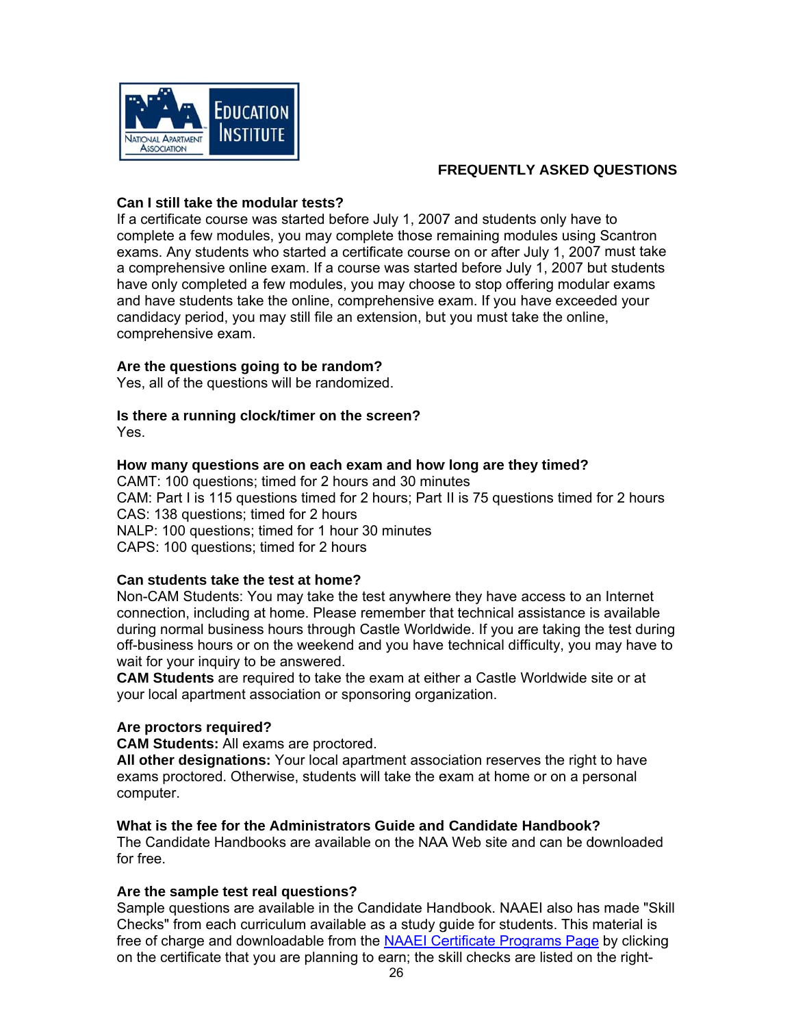## FREQUENTLY ASKED QUESTIONS

**Can I still take the modular tests?**
If a certificate course was started before July 1, 2007 and students only have to complete a few modules, you may complete those remaining modules using Scantron exams. Any students who started a certificate course on or after July 1, 2007 must take a comprehensive online exam. If a course was started before July 1, 2007 but students have only completed a few modules, you may choose to stop offering modular exams and have students take the online, comprehensive exam. If you have exceeded your candidacy period, you may still file an extension, but you must take the online, comprehensive exam.

**Are the questions going to be random?**
Yes, all of the questions will be randomized.

**Is there a running clock/timer on the screen?**
Yes.

**How many questions are on each exam and how long are they timed?**
CAMT: 100 questions; timed for 2 hours and 30 minutes
CAM: Part I is 115 questions timed for 2 hours; Part II is 75 questions timed for 2 hours
CAS: 138 questions; timed for 2 hours
NALP: 100 questions; timed for 1 hour 30 minutes
CAPS: 100 questions; timed for 2 hours

**Can students take the test at home?**
Non-CAM Students: You may take the test anywhere they have access to an Internet connection, including at home. Please remember that technical assistance is available during normal business hours through Castle Worldwide. If you are taking the test during off-business hours or on the weekend and you have technical difficulty, you may have to wait for your inquiry to be answered.
**CAM Students** are required to take the exam at either a Castle Worldwide site or at your local apartment association or sponsoring organization.

**Are proctors required?**
**CAM Students:** All exams are proctored.
**All other designations:** Your local apartment association reserves the right to have exams proctored. Otherwise, students will take the exam at home or on a personal computer.

**What is the fee for the Administrators Guide and Candidate Handbook?**
The Candidate Handbooks are available on the NAA Web site and can be downloaded for free.

**Are the sample test real questions?**
Sample questions are available in the Candidate Handbook. NAAEI also has made "Skill Checks" from each curriculum available as a study guide for students. This material is free of charge and downloadable from the NAAEI Certificate Programs Page by clicking on the certificate that you are planning to earn; the skill checks are listed on the right-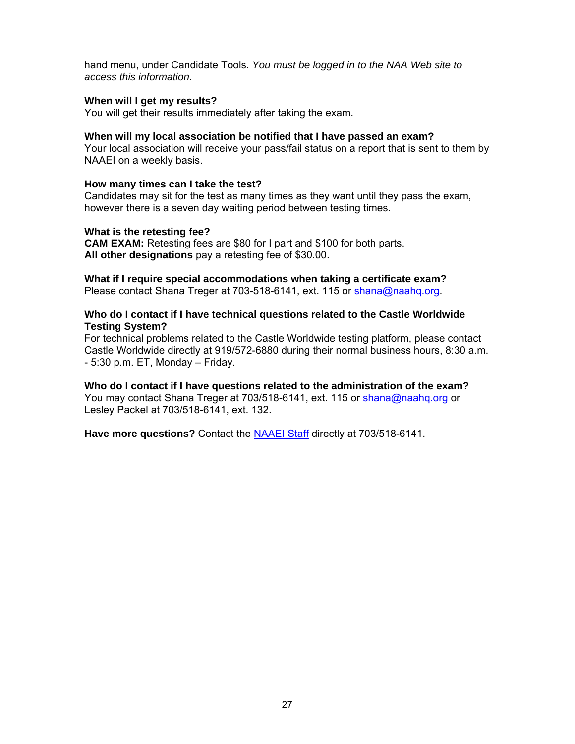hand menu, under Candidate Tools. *You must be logged in to the NAA Web site to access this information.*

**When will I get my results?**
You will get their results immediately after taking the exam.

**When will my local association be notified that I have passed an exam?**
Your local association will receive your pass/fail status on a report that is sent to them by NAAEI on a weekly basis.

**How many times can I take the test?**
Candidates may sit for the test as many times as they want until they pass the exam, however there is a seven day waiting period between testing times.

**What is the retesting fee?**
**CAM EXAM:** Retesting fees are $80 for I part and $100 for both parts.
**All other designations** pay a retesting fee of $30.00.

**What if I require special accommodations when taking a certificate exam?**
Please contact Shana Treger at 703-518-6141, ext. 115 or shana@naahq.org.

**Who do I contact if I have technical questions related to the Castle Worldwide Testing System?**
For technical problems related to the Castle Worldwide testing platform, please contact Castle Worldwide directly at 919/572-6880 during their normal business hours, 8:30 a.m. - 5:30 p.m. ET, Monday – Friday.

**Who do I contact if I have questions related to the administration of the exam?**
You may contact Shana Treger at 703/518-6141, ext. 115 or shana@naahq.org or Lesley Packel at 703/518-6141, ext. 132.

**Have more questions?** Contact the NAAEI Staff directly at 703/518-6141.